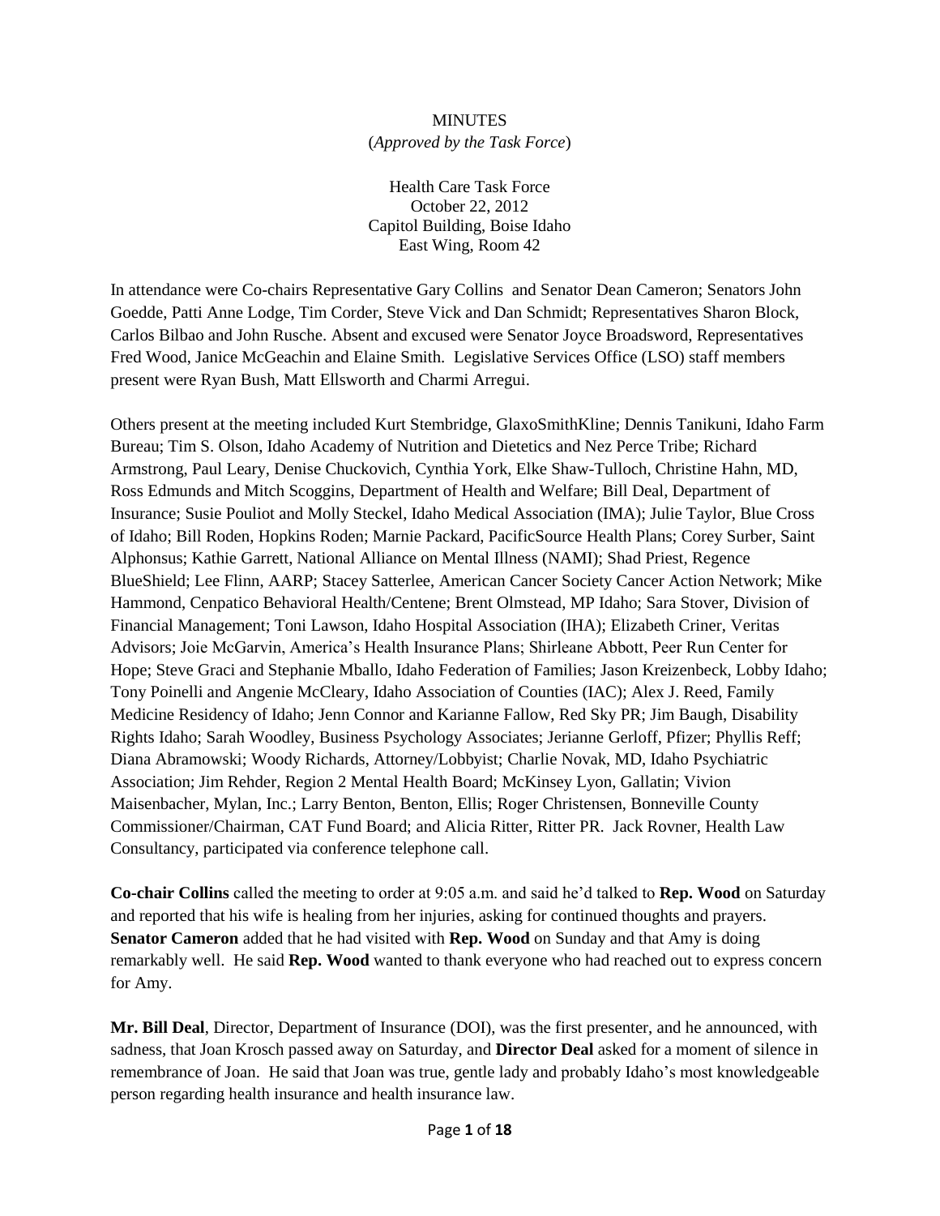MINUTES
(*Approved by the Task Force*)

Health Care Task Force
October 22, 2012
Capitol Building, Boise Idaho
East Wing, Room 42

In attendance were Co-chairs Representative Gary Collins and Senator Dean Cameron; Senators John Goedde, Patti Anne Lodge, Tim Corder, Steve Vick and Dan Schmidt; Representatives Sharon Block, Carlos Bilbao and John Rusche. Absent and excused were Senator Joyce Broadsword, Representatives Fred Wood, Janice McGeachin and Elaine Smith. Legislative Services Office (LSO) staff members present were Ryan Bush, Matt Ellsworth and Charmi Arregui.

Others present at the meeting included Kurt Stembridge, GlaxoSmithKline; Dennis Tanikuni, Idaho Farm Bureau; Tim S. Olson, Idaho Academy of Nutrition and Dietetics and Nez Perce Tribe; Richard Armstrong, Paul Leary, Denise Chuckovich, Cynthia York, Elke Shaw-Tulloch, Christine Hahn, MD, Ross Edmunds and Mitch Scoggins, Department of Health and Welfare; Bill Deal, Department of Insurance; Susie Pouliot and Molly Steckel, Idaho Medical Association (IMA); Julie Taylor, Blue Cross of Idaho; Bill Roden, Hopkins Roden; Marnie Packard, PacificSource Health Plans; Corey Surber, Saint Alphonsus; Kathie Garrett, National Alliance on Mental Illness (NAMI); Shad Priest, Regence BlueShield; Lee Flinn, AARP; Stacey Satterlee, American Cancer Society Cancer Action Network; Mike Hammond, Cenpatico Behavioral Health/Centene; Brent Olmstead, MP Idaho; Sara Stover, Division of Financial Management; Toni Lawson, Idaho Hospital Association (IHA); Elizabeth Criner, Veritas Advisors; Joie McGarvin, America's Health Insurance Plans; Shirleane Abbott, Peer Run Center for Hope; Steve Graci and Stephanie Mballo, Idaho Federation of Families; Jason Kreizenbeck, Lobby Idaho; Tony Poinelli and Angenie McCleary, Idaho Association of Counties (IAC); Alex J. Reed, Family Medicine Residency of Idaho; Jenn Connor and Karianne Fallow, Red Sky PR; Jim Baugh, Disability Rights Idaho; Sarah Woodley, Business Psychology Associates; Jerianne Gerloff, Pfizer; Phyllis Reff; Diana Abramowski; Woody Richards, Attorney/Lobbyist; Charlie Novak, MD, Idaho Psychiatric Association; Jim Rehder, Region 2 Mental Health Board; McKinsey Lyon, Gallatin; Vivion Maisenbacher, Mylan, Inc.; Larry Benton, Benton, Ellis; Roger Christensen, Bonneville County Commissioner/Chairman, CAT Fund Board; and Alicia Ritter, Ritter PR. Jack Rovner, Health Law Consultancy, participated via conference telephone call.

**Co-chair Collins** called the meeting to order at 9:05 a.m. and said he'd talked to **Rep. Wood** on Saturday and reported that his wife is healing from her injuries, asking for continued thoughts and prayers. **Senator Cameron** added that he had visited with **Rep. Wood** on Sunday and that Amy is doing remarkably well. He said **Rep. Wood** wanted to thank everyone who had reached out to express concern for Amy.

**Mr. Bill Deal**, Director, Department of Insurance (DOI), was the first presenter, and he announced, with sadness, that Joan Krosch passed away on Saturday, and **Director Deal** asked for a moment of silence in remembrance of Joan. He said that Joan was true, gentle lady and probably Idaho's most knowledgeable person regarding health insurance and health insurance law.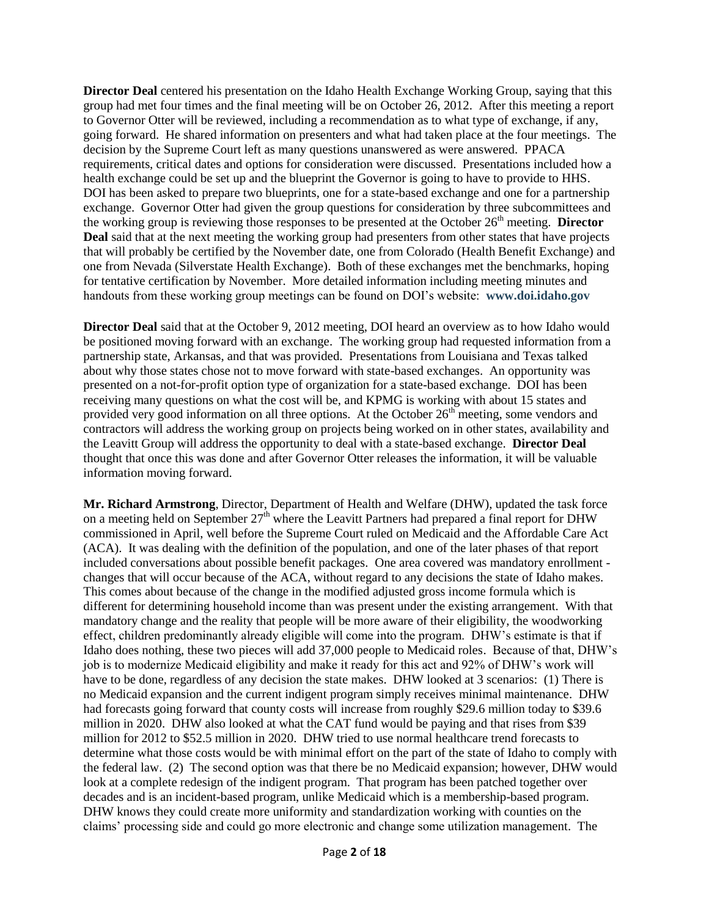**Director Deal** centered his presentation on the Idaho Health Exchange Working Group, saying that this group had met four times and the final meeting will be on October 26, 2012. After this meeting a report to Governor Otter will be reviewed, including a recommendation as to what type of exchange, if any, going forward. He shared information on presenters and what had taken place at the four meetings. The decision by the Supreme Court left as many questions unanswered as were answered. PPACA requirements, critical dates and options for consideration were discussed. Presentations included how a health exchange could be set up and the blueprint the Governor is going to have to provide to HHS. DOI has been asked to prepare two blueprints, one for a state-based exchange and one for a partnership exchange. Governor Otter had given the group questions for consideration by three subcommittees and the working group is reviewing those responses to be presented at the October 26th meeting. **Director Deal** said that at the next meeting the working group had presenters from other states that have projects that will probably be certified by the November date, one from Colorado (Health Benefit Exchange) and one from Nevada (Silverstate Health Exchange). Both of these exchanges met the benchmarks, hoping for tentative certification by November. More detailed information including meeting minutes and handouts from these working group meetings can be found on DOI's website: **www.doi.idaho.gov**

**Director Deal** said that at the October 9, 2012 meeting, DOI heard an overview as to how Idaho would be positioned moving forward with an exchange. The working group had requested information from a partnership state, Arkansas, and that was provided. Presentations from Louisiana and Texas talked about why those states chose not to move forward with state-based exchanges. An opportunity was presented on a not-for-profit option type of organization for a state-based exchange. DOI has been receiving many questions on what the cost will be, and KPMG is working with about 15 states and provided very good information on all three options. At the October 26th meeting, some vendors and contractors will address the working group on projects being worked on in other states, availability and the Leavitt Group will address the opportunity to deal with a state-based exchange. **Director Deal** thought that once this was done and after Governor Otter releases the information, it will be valuable information moving forward.

**Mr. Richard Armstrong**, Director, Department of Health and Welfare (DHW), updated the task force on a meeting held on September 27th where the Leavitt Partners had prepared a final report for DHW commissioned in April, well before the Supreme Court ruled on Medicaid and the Affordable Care Act (ACA). It was dealing with the definition of the population, and one of the later phases of that report included conversations about possible benefit packages. One area covered was mandatory enrollment - changes that will occur because of the ACA, without regard to any decisions the state of Idaho makes. This comes about because of the change in the modified adjusted gross income formula which is different for determining household income than was present under the existing arrangement. With that mandatory change and the reality that people will be more aware of their eligibility, the woodworking effect, children predominantly already eligible will come into the program. DHW's estimate is that if Idaho does nothing, these two pieces will add 37,000 people to Medicaid roles. Because of that, DHW's job is to modernize Medicaid eligibility and make it ready for this act and 92% of DHW's work will have to be done, regardless of any decision the state makes. DHW looked at 3 scenarios: (1) There is no Medicaid expansion and the current indigent program simply receives minimal maintenance. DHW had forecasts going forward that county costs will increase from roughly \$29.6 million today to \$39.6 million in 2020. DHW also looked at what the CAT fund would be paying and that rises from \$39 million for 2012 to \$52.5 million in 2020. DHW tried to use normal healthcare trend forecasts to determine what those costs would be with minimal effort on the part of the state of Idaho to comply with the federal law. (2) The second option was that there be no Medicaid expansion; however, DHW would look at a complete redesign of the indigent program. That program has been patched together over decades and is an incident-based program, unlike Medicaid which is a membership-based program. DHW knows they could create more uniformity and standardization working with counties on the claims' processing side and could go more electronic and change some utilization management. The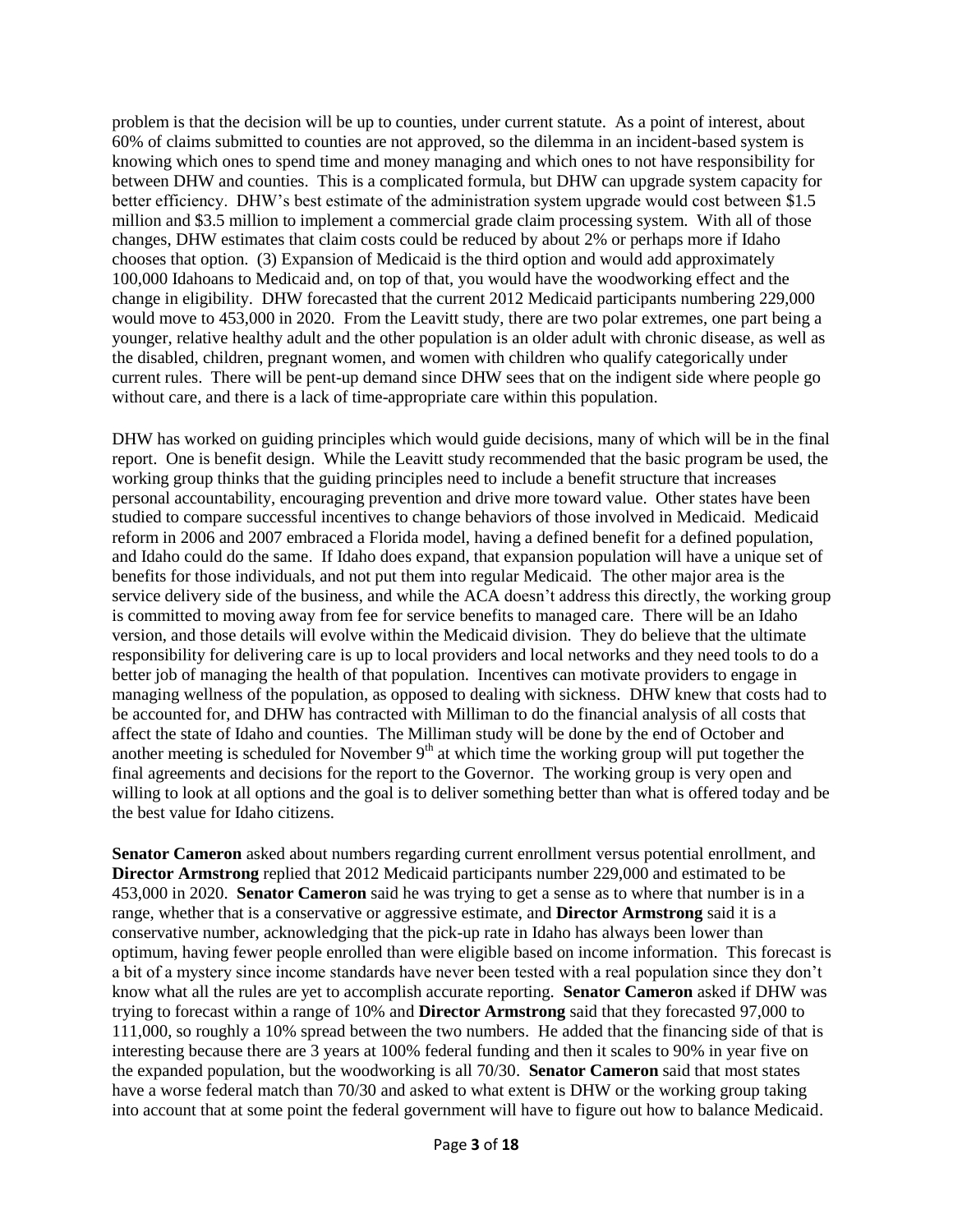problem is that the decision will be up to counties, under current statute. As a point of interest, about 60% of claims submitted to counties are not approved, so the dilemma in an incident-based system is knowing which ones to spend time and money managing and which ones to not have responsibility for between DHW and counties. This is a complicated formula, but DHW can upgrade system capacity for better efficiency. DHW's best estimate of the administration system upgrade would cost between $1.5 million and $3.5 million to implement a commercial grade claim processing system. With all of those changes, DHW estimates that claim costs could be reduced by about 2% or perhaps more if Idaho chooses that option. (3) Expansion of Medicaid is the third option and would add approximately 100,000 Idahoans to Medicaid and, on top of that, you would have the woodworking effect and the change in eligibility. DHW forecasted that the current 2012 Medicaid participants numbering 229,000 would move to 453,000 in 2020. From the Leavitt study, there are two polar extremes, one part being a younger, relative healthy adult and the other population is an older adult with chronic disease, as well as the disabled, children, pregnant women, and women with children who qualify categorically under current rules. There will be pent-up demand since DHW sees that on the indigent side where people go without care, and there is a lack of time-appropriate care within this population.

DHW has worked on guiding principles which would guide decisions, many of which will be in the final report. One is benefit design. While the Leavitt study recommended that the basic program be used, the working group thinks that the guiding principles need to include a benefit structure that increases personal accountability, encouraging prevention and drive more toward value. Other states have been studied to compare successful incentives to change behaviors of those involved in Medicaid. Medicaid reform in 2006 and 2007 embraced a Florida model, having a defined benefit for a defined population, and Idaho could do the same. If Idaho does expand, that expansion population will have a unique set of benefits for those individuals, and not put them into regular Medicaid. The other major area is the service delivery side of the business, and while the ACA doesn't address this directly, the working group is committed to moving away from fee for service benefits to managed care. There will be an Idaho version, and those details will evolve within the Medicaid division. They do believe that the ultimate responsibility for delivering care is up to local providers and local networks and they need tools to do a better job of managing the health of that population. Incentives can motivate providers to engage in managing wellness of the population, as opposed to dealing with sickness. DHW knew that costs had to be accounted for, and DHW has contracted with Milliman to do the financial analysis of all costs that affect the state of Idaho and counties. The Milliman study will be done by the end of October and another meeting is scheduled for November 9th at which time the working group will put together the final agreements and decisions for the report to the Governor. The working group is very open and willing to look at all options and the goal is to deliver something better than what is offered today and be the best value for Idaho citizens.

**Senator Cameron** asked about numbers regarding current enrollment versus potential enrollment, and **Director Armstrong** replied that 2012 Medicaid participants number 229,000 and estimated to be 453,000 in 2020. **Senator Cameron** said he was trying to get a sense as to where that number is in a range, whether that is a conservative or aggressive estimate, and **Director Armstrong** said it is a conservative number, acknowledging that the pick-up rate in Idaho has always been lower than optimum, having fewer people enrolled than were eligible based on income information. This forecast is a bit of a mystery since income standards have never been tested with a real population since they don't know what all the rules are yet to accomplish accurate reporting. **Senator Cameron** asked if DHW was trying to forecast within a range of 10% and **Director Armstrong** said that they forecasted 97,000 to 111,000, so roughly a 10% spread between the two numbers. He added that the financing side of that is interesting because there are 3 years at 100% federal funding and then it scales to 90% in year five on the expanded population, but the woodworking is all 70/30. **Senator Cameron** said that most states have a worse federal match than 70/30 and asked to what extent is DHW or the working group taking into account that at some point the federal government will have to figure out how to balance Medicaid.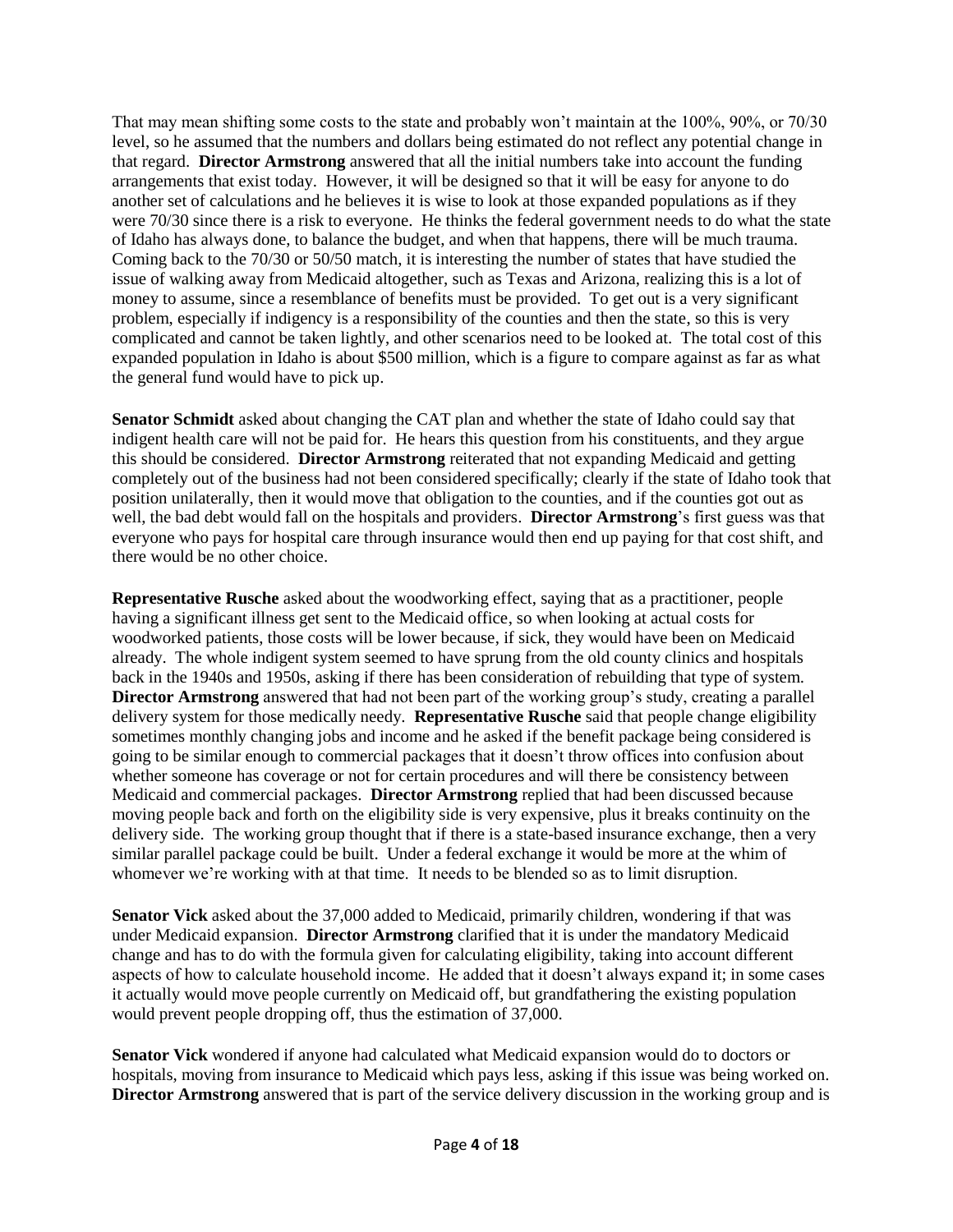That may mean shifting some costs to the state and probably won't maintain at the 100%, 90%, or 70/30 level, so he assumed that the numbers and dollars being estimated do not reflect any potential change in that regard. **Director Armstrong** answered that all the initial numbers take into account the funding arrangements that exist today. However, it will be designed so that it will be easy for anyone to do another set of calculations and he believes it is wise to look at those expanded populations as if they were 70/30 since there is a risk to everyone. He thinks the federal government needs to do what the state of Idaho has always done, to balance the budget, and when that happens, there will be much trauma. Coming back to the 70/30 or 50/50 match, it is interesting the number of states that have studied the issue of walking away from Medicaid altogether, such as Texas and Arizona, realizing this is a lot of money to assume, since a resemblance of benefits must be provided. To get out is a very significant problem, especially if indigency is a responsibility of the counties and then the state, so this is very complicated and cannot be taken lightly, and other scenarios need to be looked at. The total cost of this expanded population in Idaho is about $500 million, which is a figure to compare against as far as what the general fund would have to pick up.

**Senator Schmidt** asked about changing the CAT plan and whether the state of Idaho could say that indigent health care will not be paid for. He hears this question from his constituents, and they argue this should be considered. **Director Armstrong** reiterated that not expanding Medicaid and getting completely out of the business had not been considered specifically; clearly if the state of Idaho took that position unilaterally, then it would move that obligation to the counties, and if the counties got out as well, the bad debt would fall on the hospitals and providers. **Director Armstrong**'s first guess was that everyone who pays for hospital care through insurance would then end up paying for that cost shift, and there would be no other choice.

**Representative Rusche** asked about the woodworking effect, saying that as a practitioner, people having a significant illness get sent to the Medicaid office, so when looking at actual costs for woodworked patients, those costs will be lower because, if sick, they would have been on Medicaid already. The whole indigent system seemed to have sprung from the old county clinics and hospitals back in the 1940s and 1950s, asking if there has been consideration of rebuilding that type of system. **Director Armstrong** answered that had not been part of the working group's study, creating a parallel delivery system for those medically needy. **Representative Rusche** said that people change eligibility sometimes monthly changing jobs and income and he asked if the benefit package being considered is going to be similar enough to commercial packages that it doesn't throw offices into confusion about whether someone has coverage or not for certain procedures and will there be consistency between Medicaid and commercial packages. **Director Armstrong** replied that had been discussed because moving people back and forth on the eligibility side is very expensive, plus it breaks continuity on the delivery side. The working group thought that if there is a state-based insurance exchange, then a very similar parallel package could be built. Under a federal exchange it would be more at the whim of whomever we're working with at that time. It needs to be blended so as to limit disruption.

**Senator Vick** asked about the 37,000 added to Medicaid, primarily children, wondering if that was under Medicaid expansion. **Director Armstrong** clarified that it is under the mandatory Medicaid change and has to do with the formula given for calculating eligibility, taking into account different aspects of how to calculate household income. He added that it doesn't always expand it; in some cases it actually would move people currently on Medicaid off, but grandfathering the existing population would prevent people dropping off, thus the estimation of 37,000.

**Senator Vick** wondered if anyone had calculated what Medicaid expansion would do to doctors or hospitals, moving from insurance to Medicaid which pays less, asking if this issue was being worked on. **Director Armstrong** answered that is part of the service delivery discussion in the working group and is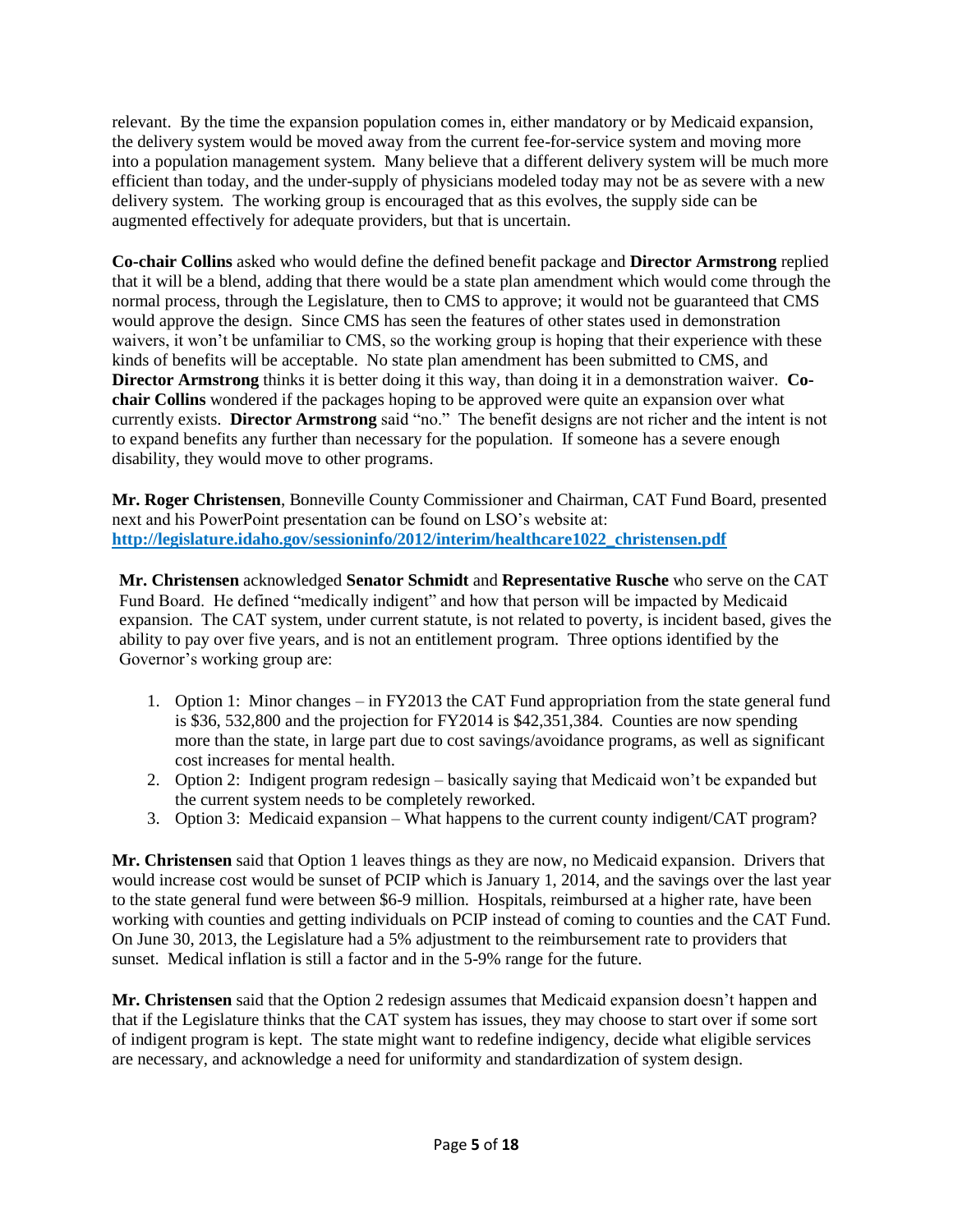relevant. By the time the expansion population comes in, either mandatory or by Medicaid expansion, the delivery system would be moved away from the current fee-for-service system and moving more into a population management system. Many believe that a different delivery system will be much more efficient than today, and the under-supply of physicians modeled today may not be as severe with a new delivery system. The working group is encouraged that as this evolves, the supply side can be augmented effectively for adequate providers, but that is uncertain.

**Co-chair Collins** asked who would define the defined benefit package and **Director Armstrong** replied that it will be a blend, adding that there would be a state plan amendment which would come through the normal process, through the Legislature, then to CMS to approve; it would not be guaranteed that CMS would approve the design. Since CMS has seen the features of other states used in demonstration waivers, it won't be unfamiliar to CMS, so the working group is hoping that their experience with these kinds of benefits will be acceptable. No state plan amendment has been submitted to CMS, and **Director Armstrong** thinks it is better doing it this way, than doing it in a demonstration waiver. **Co-chair Collins** wondered if the packages hoping to be approved were quite an expansion over what currently exists. **Director Armstrong** said "no." The benefit designs are not richer and the intent is not to expand benefits any further than necessary for the population. If someone has a severe enough disability, they would move to other programs.

**Mr. Roger Christensen**, Bonneville County Commissioner and Chairman, CAT Fund Board, presented next and his PowerPoint presentation can be found on LSO's website at: [http://legislature.idaho.gov/sessioninfo/2012/interim/healthcare1022_christensen.pdf](http://legislature.idaho.gov/sessioninfo/2012/interim/healthcare1022_christensen.pdf)

**Mr. Christensen** acknowledged **Senator Schmidt** and **Representative Rusche** who serve on the CAT Fund Board. He defined "medically indigent" and how that person will be impacted by Medicaid expansion. The CAT system, under current statute, is not related to poverty, is incident based, gives the ability to pay over five years, and is not an entitlement program. Three options identified by the Governor's working group are:

1. Option 1: Minor changes – in FY2013 the CAT Fund appropriation from the state general fund is $36, 532,800 and the projection for FY2014 is $42,351,384. Counties are now spending more than the state, in large part due to cost savings/avoidance programs, as well as significant cost increases for mental health.
2. Option 2: Indigent program redesign – basically saying that Medicaid won't be expanded but the current system needs to be completely reworked.
3. Option 3: Medicaid expansion – What happens to the current county indigent/CAT program?

**Mr. Christensen** said that Option 1 leaves things as they are now, no Medicaid expansion. Drivers that would increase cost would be sunset of PCIP which is January 1, 2014, and the savings over the last year to the state general fund were between $6-9 million. Hospitals, reimbursed at a higher rate, have been working with counties and getting individuals on PCIP instead of coming to counties and the CAT Fund. On June 30, 2013, the Legislature had a 5% adjustment to the reimbursement rate to providers that sunset. Medical inflation is still a factor and in the 5-9% range for the future.

**Mr. Christensen** said that the Option 2 redesign assumes that Medicaid expansion doesn't happen and that if the Legislature thinks that the CAT system has issues, they may choose to start over if some sort of indigent program is kept. The state might want to redefine indigency, decide what eligible services are necessary, and acknowledge a need for uniformity and standardization of system design.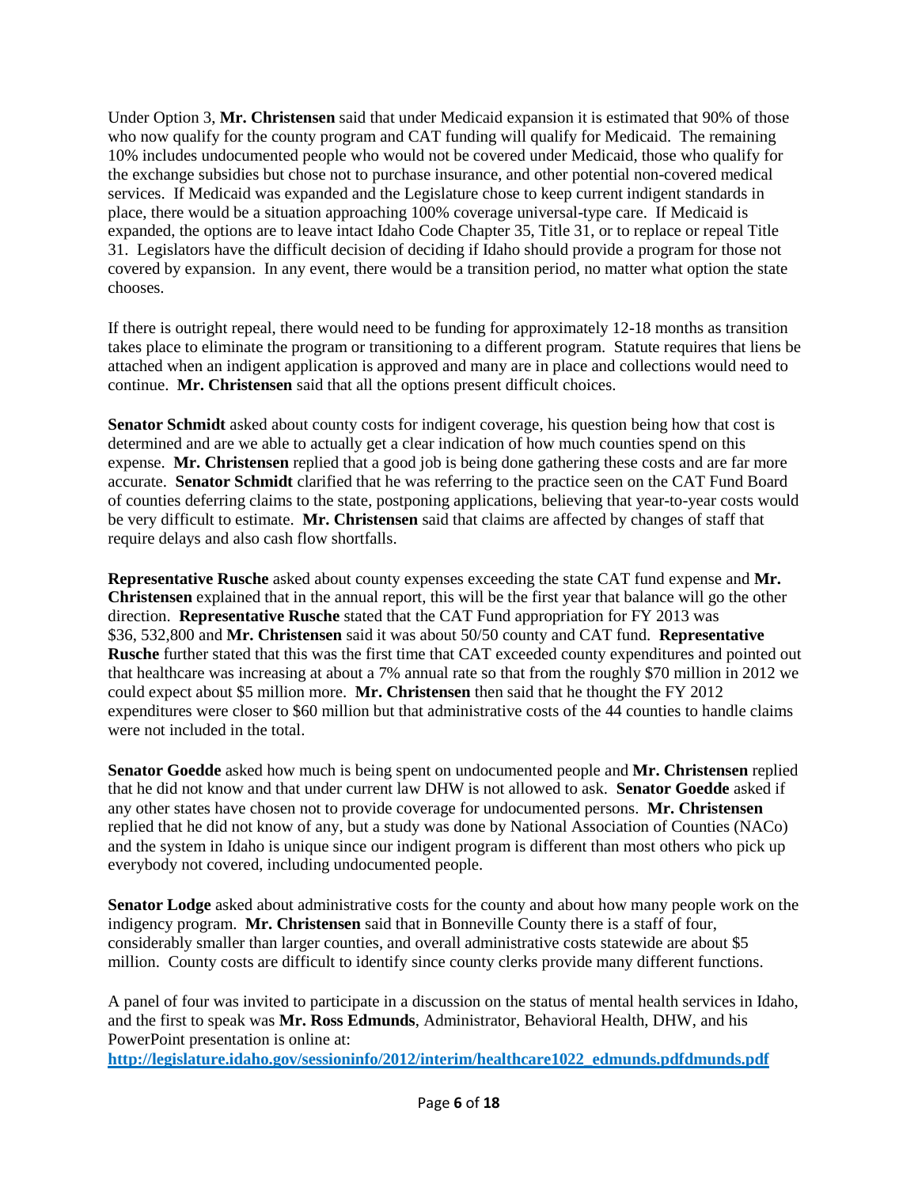Under Option 3, **Mr. Christensen** said that under Medicaid expansion it is estimated that 90% of those who now qualify for the county program and CAT funding will qualify for Medicaid. The remaining 10% includes undocumented people who would not be covered under Medicaid, those who qualify for the exchange subsidies but chose not to purchase insurance, and other potential non-covered medical services. If Medicaid was expanded and the Legislature chose to keep current indigent standards in place, there would be a situation approaching 100% coverage universal-type care. If Medicaid is expanded, the options are to leave intact Idaho Code Chapter 35, Title 31, or to replace or repeal Title 31. Legislators have the difficult decision of deciding if Idaho should provide a program for those not covered by expansion. In any event, there would be a transition period, no matter what option the state chooses.

If there is outright repeal, there would need to be funding for approximately 12-18 months as transition takes place to eliminate the program or transitioning to a different program. Statute requires that liens be attached when an indigent application is approved and many are in place and collections would need to continue. **Mr. Christensen** said that all the options present difficult choices.

**Senator Schmidt** asked about county costs for indigent coverage, his question being how that cost is determined and are we able to actually get a clear indication of how much counties spend on this expense. **Mr. Christensen** replied that a good job is being done gathering these costs and are far more accurate. **Senator Schmidt** clarified that he was referring to the practice seen on the CAT Fund Board of counties deferring claims to the state, postponing applications, believing that year-to-year costs would be very difficult to estimate. **Mr. Christensen** said that claims are affected by changes of staff that require delays and also cash flow shortfalls.

**Representative Rusche** asked about county expenses exceeding the state CAT fund expense and **Mr. Christensen** explained that in the annual report, this will be the first year that balance will go the other direction. **Representative Rusche** stated that the CAT Fund appropriation for FY 2013 was $36, 532,800 and **Mr. Christensen** said it was about 50/50 county and CAT fund. **Representative Rusche** further stated that this was the first time that CAT exceeded county expenditures and pointed out that healthcare was increasing at about a 7% annual rate so that from the roughly $70 million in 2012 we could expect about $5 million more. **Mr. Christensen** then said that he thought the FY 2012 expenditures were closer to $60 million but that administrative costs of the 44 counties to handle claims were not included in the total.

**Senator Goedde** asked how much is being spent on undocumented people and **Mr. Christensen** replied that he did not know and that under current law DHW is not allowed to ask. **Senator Goedde** asked if any other states have chosen not to provide coverage for undocumented persons. **Mr. Christensen** replied that he did not know of any, but a study was done by National Association of Counties (NACo) and the system in Idaho is unique since our indigent program is different than most others who pick up everybody not covered, including undocumented people.

**Senator Lodge** asked about administrative costs for the county and about how many people work on the indigency program. **Mr. Christensen** said that in Bonneville County there is a staff of four, considerably smaller than larger counties, and overall administrative costs statewide are about $5 million. County costs are difficult to identify since county clerks provide many different functions.

A panel of four was invited to participate in a discussion on the status of mental health services in Idaho, and the first to speak was **Mr. Ross Edmunds**, Administrator, Behavioral Health, DHW, and his PowerPoint presentation is online at:
**http://legislature.idaho.gov/sessioninfo/2012/interim/healthcare1022_edmunds.pdfdmunds.pdf**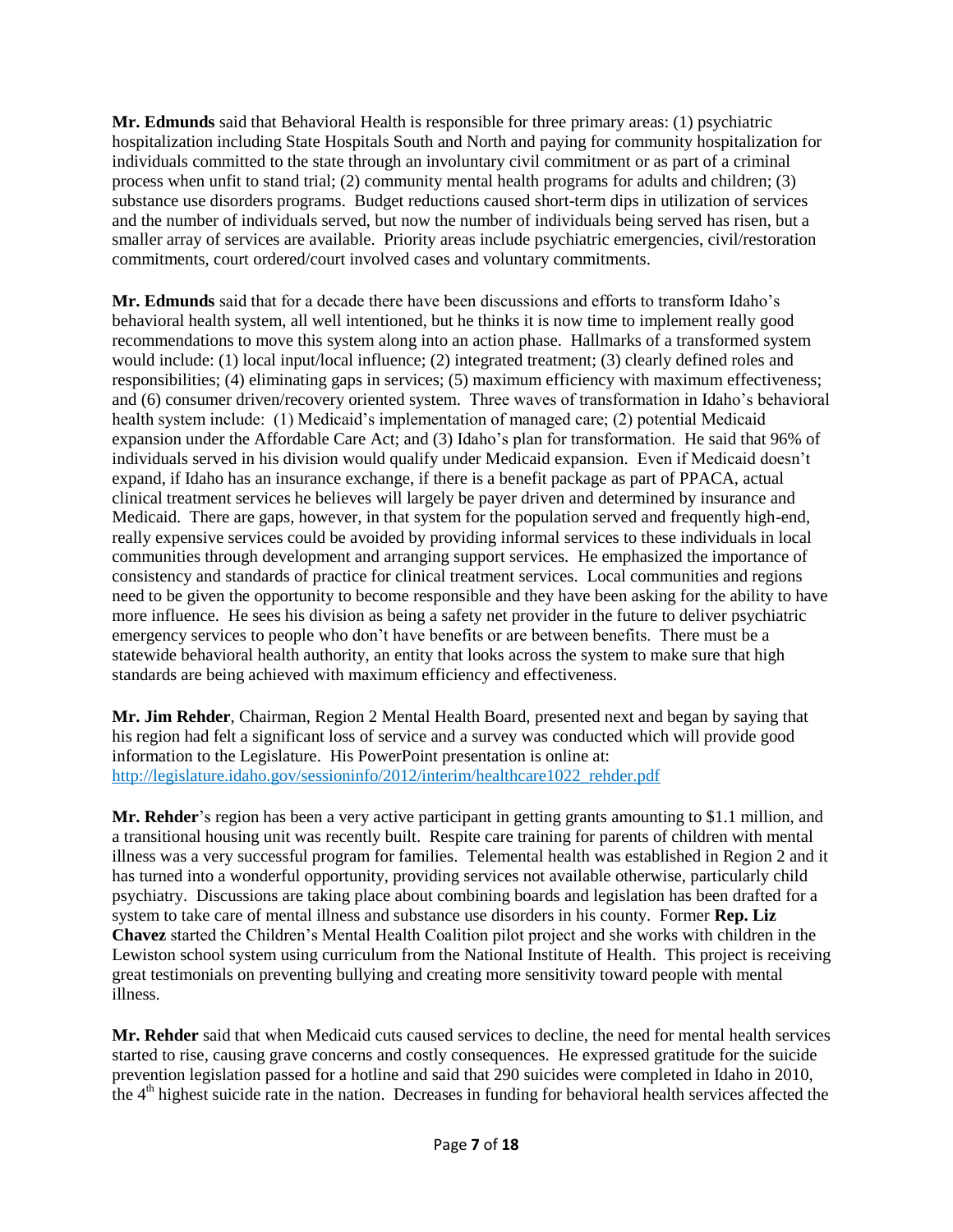**Mr. Edmunds** said that Behavioral Health is responsible for three primary areas: (1) psychiatric hospitalization including State Hospitals South and North and paying for community hospitalization for individuals committed to the state through an involuntary civil commitment or as part of a criminal process when unfit to stand trial; (2) community mental health programs for adults and children; (3) substance use disorders programs. Budget reductions caused short-term dips in utilization of services and the number of individuals served, but now the number of individuals being served has risen, but a smaller array of services are available. Priority areas include psychiatric emergencies, civil/restoration commitments, court ordered/court involved cases and voluntary commitments.

**Mr. Edmunds** said that for a decade there have been discussions and efforts to transform Idaho's behavioral health system, all well intentioned, but he thinks it is now time to implement really good recommendations to move this system along into an action phase. Hallmarks of a transformed system would include: (1) local input/local influence; (2) integrated treatment; (3) clearly defined roles and responsibilities; (4) eliminating gaps in services; (5) maximum efficiency with maximum effectiveness; and (6) consumer driven/recovery oriented system. Three waves of transformation in Idaho's behavioral health system include: (1) Medicaid's implementation of managed care; (2) potential Medicaid expansion under the Affordable Care Act; and (3) Idaho's plan for transformation. He said that 96% of individuals served in his division would qualify under Medicaid expansion. Even if Medicaid doesn't expand, if Idaho has an insurance exchange, if there is a benefit package as part of PPACA, actual clinical treatment services he believes will largely be payer driven and determined by insurance and Medicaid. There are gaps, however, in that system for the population served and frequently high-end, really expensive services could be avoided by providing informal services to these individuals in local communities through development and arranging support services. He emphasized the importance of consistency and standards of practice for clinical treatment services. Local communities and regions need to be given the opportunity to become responsible and they have been asking for the ability to have more influence. He sees his division as being a safety net provider in the future to deliver psychiatric emergency services to people who don't have benefits or are between benefits. There must be a statewide behavioral health authority, an entity that looks across the system to make sure that high standards are being achieved with maximum efficiency and effectiveness.

**Mr. Jim Rehder**, Chairman, Region 2 Mental Health Board, presented next and began by saying that his region had felt a significant loss of service and a survey was conducted which will provide good information to the Legislature. His PowerPoint presentation is online at: [http://legislature.idaho.gov/sessioninfo/2012/interim/healthcare1022_rehder.pdf](http://legislature.idaho.gov/sessioninfo/2012/interim/healthcare1022_rehder.pdf)

**Mr. Rehder**'s region has been a very active participant in getting grants amounting to $1.1 million, and a transitional housing unit was recently built. Respite care training for parents of children with mental illness was a very successful program for families. Telemental health was established in Region 2 and it has turned into a wonderful opportunity, providing services not available otherwise, particularly child psychiatry. Discussions are taking place about combining boards and legislation has been drafted for a system to take care of mental illness and substance use disorders in his county. Former **Rep. Liz Chavez** started the Children's Mental Health Coalition pilot project and she works with children in the Lewiston school system using curriculum from the National Institute of Health. This project is receiving great testimonials on preventing bullying and creating more sensitivity toward people with mental illness.

**Mr. Rehder** said that when Medicaid cuts caused services to decline, the need for mental health services started to rise, causing grave concerns and costly consequences. He expressed gratitude for the suicide prevention legislation passed for a hotline and said that 290 suicides were completed in Idaho in 2010, the 4th highest suicide rate in the nation. Decreases in funding for behavioral health services affected the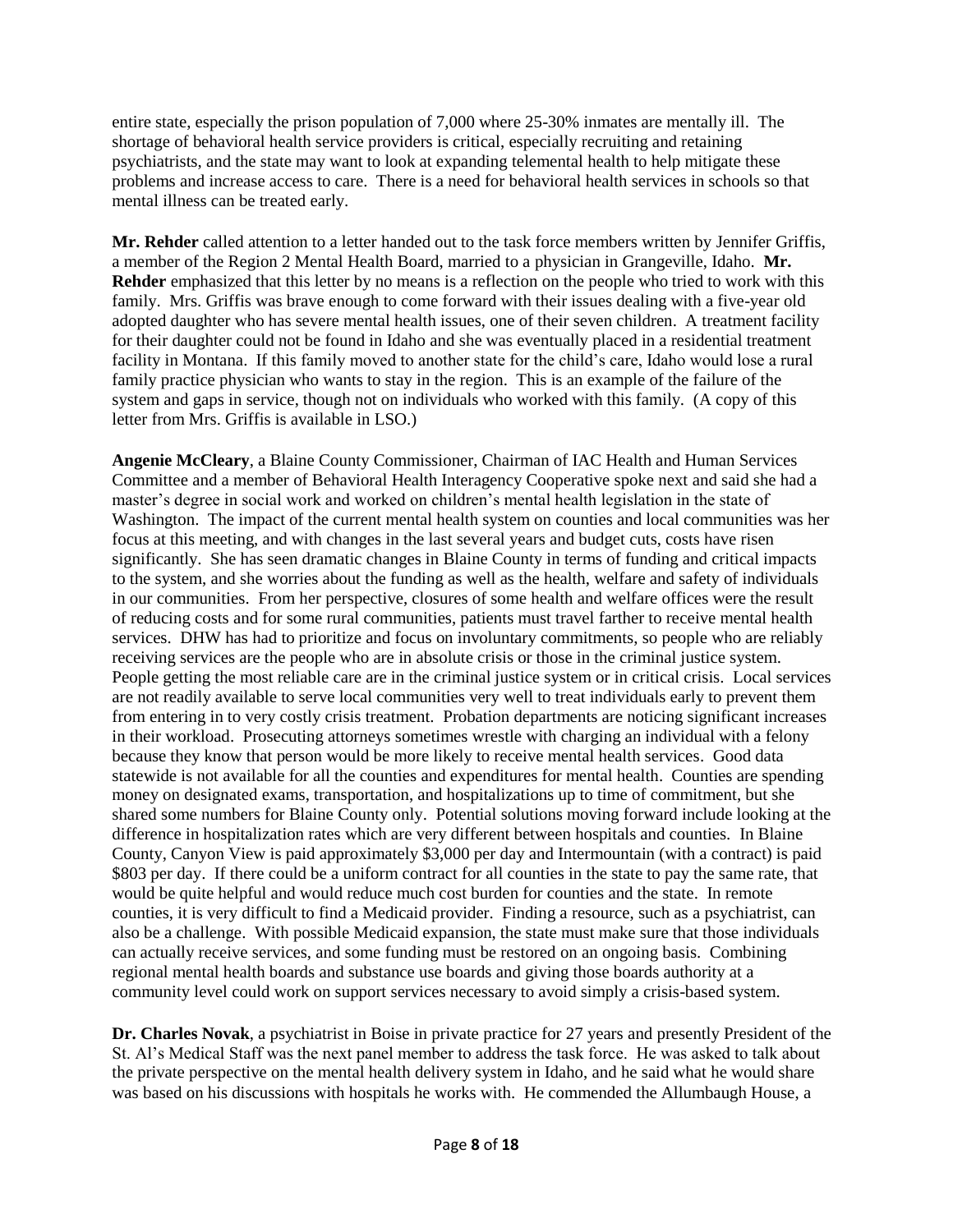entire state, especially the prison population of 7,000 where 25-30% inmates are mentally ill. The shortage of behavioral health service providers is critical, especially recruiting and retaining psychiatrists, and the state may want to look at expanding telemental health to help mitigate these problems and increase access to care. There is a need for behavioral health services in schools so that mental illness can be treated early.

**Mr. Rehder** called attention to a letter handed out to the task force members written by Jennifer Griffis, a member of the Region 2 Mental Health Board, married to a physician in Grangeville, Idaho. **Mr. Rehder** emphasized that this letter by no means is a reflection on the people who tried to work with this family. Mrs. Griffis was brave enough to come forward with their issues dealing with a five-year old adopted daughter who has severe mental health issues, one of their seven children. A treatment facility for their daughter could not be found in Idaho and she was eventually placed in a residential treatment facility in Montana. If this family moved to another state for the child's care, Idaho would lose a rural family practice physician who wants to stay in the region. This is an example of the failure of the system and gaps in service, though not on individuals who worked with this family. (A copy of this letter from Mrs. Griffis is available in LSO.)

**Angenie McCleary**, a Blaine County Commissioner, Chairman of IAC Health and Human Services Committee and a member of Behavioral Health Interagency Cooperative spoke next and said she had a master's degree in social work and worked on children's mental health legislation in the state of Washington. The impact of the current mental health system on counties and local communities was her focus at this meeting, and with changes in the last several years and budget cuts, costs have risen significantly. She has seen dramatic changes in Blaine County in terms of funding and critical impacts to the system, and she worries about the funding as well as the health, welfare and safety of individuals in our communities. From her perspective, closures of some health and welfare offices were the result of reducing costs and for some rural communities, patients must travel farther to receive mental health services. DHW has had to prioritize and focus on involuntary commitments, so people who are reliably receiving services are the people who are in absolute crisis or those in the criminal justice system. People getting the most reliable care are in the criminal justice system or in critical crisis. Local services are not readily available to serve local communities very well to treat individuals early to prevent them from entering in to very costly crisis treatment. Probation departments are noticing significant increases in their workload. Prosecuting attorneys sometimes wrestle with charging an individual with a felony because they know that person would be more likely to receive mental health services. Good data statewide is not available for all the counties and expenditures for mental health. Counties are spending money on designated exams, transportation, and hospitalizations up to time of commitment, but she shared some numbers for Blaine County only. Potential solutions moving forward include looking at the difference in hospitalization rates which are very different between hospitals and counties. In Blaine County, Canyon View is paid approximately $3,000 per day and Intermountain (with a contract) is paid $803 per day. If there could be a uniform contract for all counties in the state to pay the same rate, that would be quite helpful and would reduce much cost burden for counties and the state. In remote counties, it is very difficult to find a Medicaid provider. Finding a resource, such as a psychiatrist, can also be a challenge. With possible Medicaid expansion, the state must make sure that those individuals can actually receive services, and some funding must be restored on an ongoing basis. Combining regional mental health boards and substance use boards and giving those boards authority at a community level could work on support services necessary to avoid simply a crisis-based system.

**Dr. Charles Novak**, a psychiatrist in Boise in private practice for 27 years and presently President of the St. Al's Medical Staff was the next panel member to address the task force. He was asked to talk about the private perspective on the mental health delivery system in Idaho, and he said what he would share was based on his discussions with hospitals he works with. He commended the Allumbaugh House, a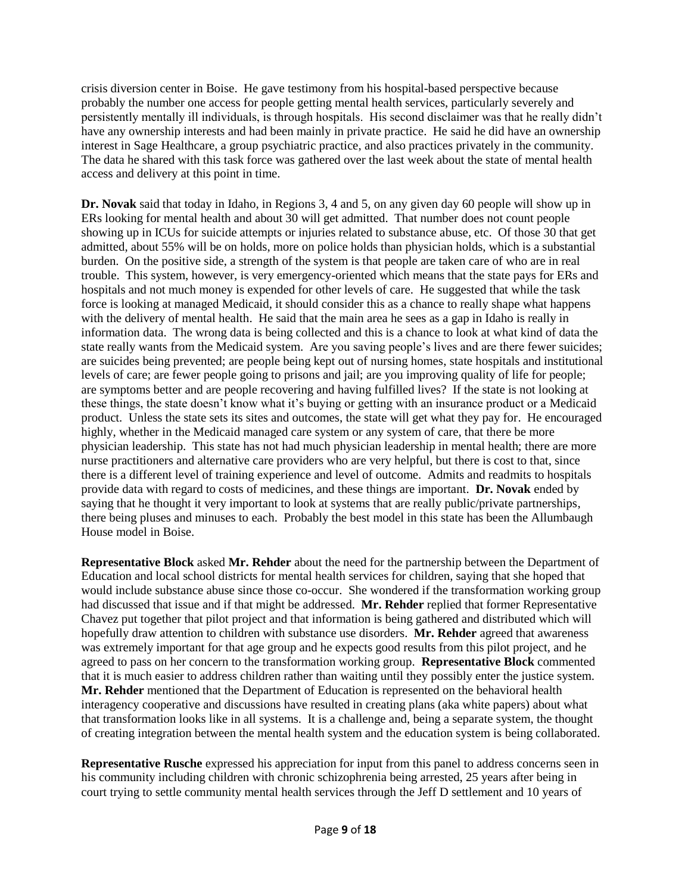crisis diversion center in Boise. He gave testimony from his hospital-based perspective because probably the number one access for people getting mental health services, particularly severely and persistently mentally ill individuals, is through hospitals. His second disclaimer was that he really didn't have any ownership interests and had been mainly in private practice. He said he did have an ownership interest in Sage Healthcare, a group psychiatric practice, and also practices privately in the community. The data he shared with this task force was gathered over the last week about the state of mental health access and delivery at this point in time.

**Dr. Novak** said that today in Idaho, in Regions 3, 4 and 5, on any given day 60 people will show up in ERs looking for mental health and about 30 will get admitted. That number does not count people showing up in ICUs for suicide attempts or injuries related to substance abuse, etc. Of those 30 that get admitted, about 55% will be on holds, more on police holds than physician holds, which is a substantial burden. On the positive side, a strength of the system is that people are taken care of who are in real trouble. This system, however, is very emergency-oriented which means that the state pays for ERs and hospitals and not much money is expended for other levels of care. He suggested that while the task force is looking at managed Medicaid, it should consider this as a chance to really shape what happens with the delivery of mental health. He said that the main area he sees as a gap in Idaho is really in information data. The wrong data is being collected and this is a chance to look at what kind of data the state really wants from the Medicaid system. Are you saving people's lives and are there fewer suicides; are suicides being prevented; are people being kept out of nursing homes, state hospitals and institutional levels of care; are fewer people going to prisons and jail; are you improving quality of life for people; are symptoms better and are people recovering and having fulfilled lives? If the state is not looking at these things, the state doesn't know what it's buying or getting with an insurance product or a Medicaid product. Unless the state sets its sites and outcomes, the state will get what they pay for. He encouraged highly, whether in the Medicaid managed care system or any system of care, that there be more physician leadership. This state has not had much physician leadership in mental health; there are more nurse practitioners and alternative care providers who are very helpful, but there is cost to that, since there is a different level of training experience and level of outcome. Admits and readmits to hospitals provide data with regard to costs of medicines, and these things are important. **Dr. Novak** ended by saying that he thought it very important to look at systems that are really public/private partnerships, there being pluses and minuses to each. Probably the best model in this state has been the Allumbaugh House model in Boise.

**Representative Block** asked **Mr. Rehder** about the need for the partnership between the Department of Education and local school districts for mental health services for children, saying that she hoped that would include substance abuse since those co-occur. She wondered if the transformation working group had discussed that issue and if that might be addressed. **Mr. Rehder** replied that former Representative Chavez put together that pilot project and that information is being gathered and distributed which will hopefully draw attention to children with substance use disorders. **Mr. Rehder** agreed that awareness was extremely important for that age group and he expects good results from this pilot project, and he agreed to pass on her concern to the transformation working group. **Representative Block** commented that it is much easier to address children rather than waiting until they possibly enter the justice system. **Mr. Rehder** mentioned that the Department of Education is represented on the behavioral health interagency cooperative and discussions have resulted in creating plans (aka white papers) about what that transformation looks like in all systems. It is a challenge and, being a separate system, the thought of creating integration between the mental health system and the education system is being collaborated.

**Representative Rusche** expressed his appreciation for input from this panel to address concerns seen in his community including children with chronic schizophrenia being arrested, 25 years after being in court trying to settle community mental health services through the Jeff D settlement and 10 years of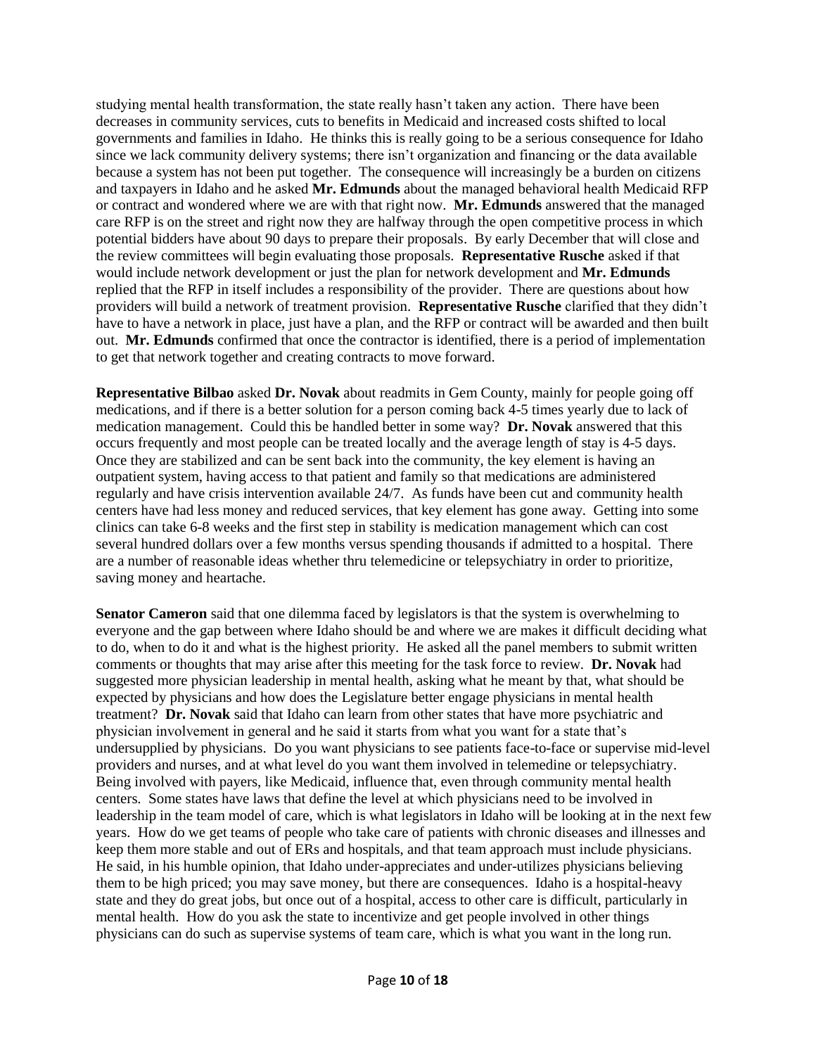studying mental health transformation, the state really hasn't taken any action. There have been decreases in community services, cuts to benefits in Medicaid and increased costs shifted to local governments and families in Idaho. He thinks this is really going to be a serious consequence for Idaho since we lack community delivery systems; there isn't organization and financing or the data available because a system has not been put together. The consequence will increasingly be a burden on citizens and taxpayers in Idaho and he asked **Mr. Edmunds** about the managed behavioral health Medicaid RFP or contract and wondered where we are with that right now. **Mr. Edmunds** answered that the managed care RFP is on the street and right now they are halfway through the open competitive process in which potential bidders have about 90 days to prepare their proposals. By early December that will close and the review committees will begin evaluating those proposals. **Representative Rusche** asked if that would include network development or just the plan for network development and **Mr. Edmunds** replied that the RFP in itself includes a responsibility of the provider. There are questions about how providers will build a network of treatment provision. **Representative Rusche** clarified that they didn't have to have a network in place, just have a plan, and the RFP or contract will be awarded and then built out. **Mr. Edmunds** confirmed that once the contractor is identified, there is a period of implementation to get that network together and creating contracts to move forward.

**Representative Bilbao** asked **Dr. Novak** about readmits in Gem County, mainly for people going off medications, and if there is a better solution for a person coming back 4-5 times yearly due to lack of medication management. Could this be handled better in some way? **Dr. Novak** answered that this occurs frequently and most people can be treated locally and the average length of stay is 4-5 days. Once they are stabilized and can be sent back into the community, the key element is having an outpatient system, having access to that patient and family so that medications are administered regularly and have crisis intervention available 24/7. As funds have been cut and community health centers have had less money and reduced services, that key element has gone away. Getting into some clinics can take 6-8 weeks and the first step in stability is medication management which can cost several hundred dollars over a few months versus spending thousands if admitted to a hospital. There are a number of reasonable ideas whether thru telemedicine or telepsychiatry in order to prioritize, saving money and heartache.

**Senator Cameron** said that one dilemma faced by legislators is that the system is overwhelming to everyone and the gap between where Idaho should be and where we are makes it difficult deciding what to do, when to do it and what is the highest priority. He asked all the panel members to submit written comments or thoughts that may arise after this meeting for the task force to review. **Dr. Novak** had suggested more physician leadership in mental health, asking what he meant by that, what should be expected by physicians and how does the Legislature better engage physicians in mental health treatment? **Dr. Novak** said that Idaho can learn from other states that have more psychiatric and physician involvement in general and he said it starts from what you want for a state that's undersupplied by physicians. Do you want physicians to see patients face-to-face or supervise mid-level providers and nurses, and at what level do you want them involved in telemedine or telepsychiatry. Being involved with payers, like Medicaid, influence that, even through community mental health centers. Some states have laws that define the level at which physicians need to be involved in leadership in the team model of care, which is what legislators in Idaho will be looking at in the next few years. How do we get teams of people who take care of patients with chronic diseases and illnesses and keep them more stable and out of ERs and hospitals, and that team approach must include physicians. He said, in his humble opinion, that Idaho under-appreciates and under-utilizes physicians believing them to be high priced; you may save money, but there are consequences. Idaho is a hospital-heavy state and they do great jobs, but once out of a hospital, access to other care is difficult, particularly in mental health. How do you ask the state to incentivize and get people involved in other things physicians can do such as supervise systems of team care, which is what you want in the long run.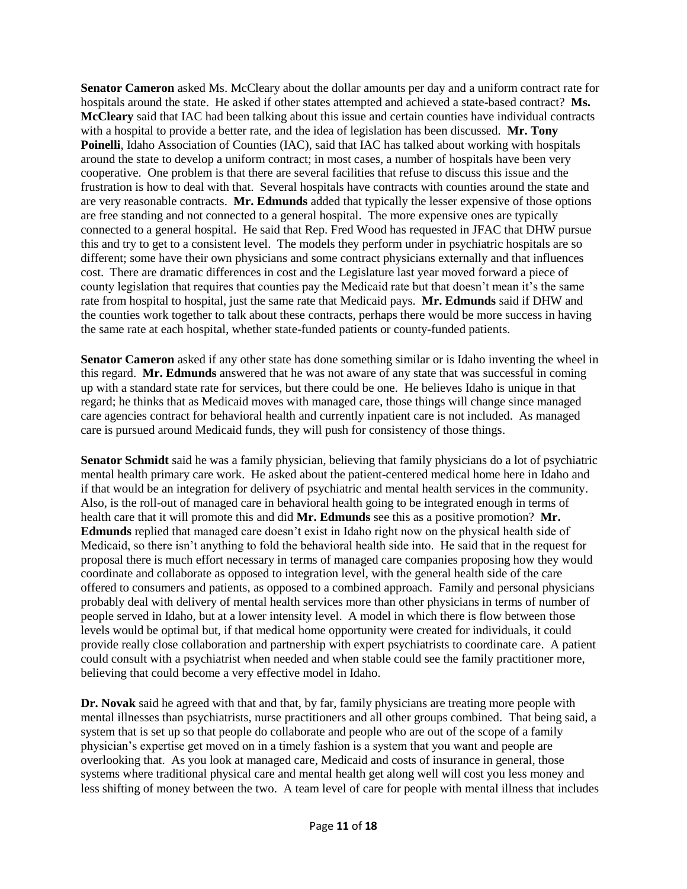**Senator Cameron** asked Ms. McCleary about the dollar amounts per day and a uniform contract rate for hospitals around the state. He asked if other states attempted and achieved a state-based contract? **Ms. McCleary** said that IAC had been talking about this issue and certain counties have individual contracts with a hospital to provide a better rate, and the idea of legislation has been discussed. **Mr. Tony Poinelli**, Idaho Association of Counties (IAC), said that IAC has talked about working with hospitals around the state to develop a uniform contract; in most cases, a number of hospitals have been very cooperative. One problem is that there are several facilities that refuse to discuss this issue and the frustration is how to deal with that. Several hospitals have contracts with counties around the state and are very reasonable contracts. **Mr. Edmunds** added that typically the lesser expensive of those options are free standing and not connected to a general hospital. The more expensive ones are typically connected to a general hospital. He said that Rep. Fred Wood has requested in JFAC that DHW pursue this and try to get to a consistent level. The models they perform under in psychiatric hospitals are so different; some have their own physicians and some contract physicians externally and that influences cost. There are dramatic differences in cost and the Legislature last year moved forward a piece of county legislation that requires that counties pay the Medicaid rate but that doesn't mean it's the same rate from hospital to hospital, just the same rate that Medicaid pays. **Mr. Edmunds** said if DHW and the counties work together to talk about these contracts, perhaps there would be more success in having the same rate at each hospital, whether state-funded patients or county-funded patients.

**Senator Cameron** asked if any other state has done something similar or is Idaho inventing the wheel in this regard. **Mr. Edmunds** answered that he was not aware of any state that was successful in coming up with a standard state rate for services, but there could be one. He believes Idaho is unique in that regard; he thinks that as Medicaid moves with managed care, those things will change since managed care agencies contract for behavioral health and currently inpatient care is not included. As managed care is pursued around Medicaid funds, they will push for consistency of those things.

**Senator Schmidt** said he was a family physician, believing that family physicians do a lot of psychiatric mental health primary care work. He asked about the patient-centered medical home here in Idaho and if that would be an integration for delivery of psychiatric and mental health services in the community. Also, is the roll-out of managed care in behavioral health going to be integrated enough in terms of health care that it will promote this and did **Mr. Edmunds** see this as a positive promotion? **Mr. Edmunds** replied that managed care doesn't exist in Idaho right now on the physical health side of Medicaid, so there isn't anything to fold the behavioral health side into. He said that in the request for proposal there is much effort necessary in terms of managed care companies proposing how they would coordinate and collaborate as opposed to integration level, with the general health side of the care offered to consumers and patients, as opposed to a combined approach. Family and personal physicians probably deal with delivery of mental health services more than other physicians in terms of number of people served in Idaho, but at a lower intensity level. A model in which there is flow between those levels would be optimal but, if that medical home opportunity were created for individuals, it could provide really close collaboration and partnership with expert psychiatrists to coordinate care. A patient could consult with a psychiatrist when needed and when stable could see the family practitioner more, believing that could become a very effective model in Idaho.

**Dr. Novak** said he agreed with that and that, by far, family physicians are treating more people with mental illnesses than psychiatrists, nurse practitioners and all other groups combined. That being said, a system that is set up so that people do collaborate and people who are out of the scope of a family physician's expertise get moved on in a timely fashion is a system that you want and people are overlooking that. As you look at managed care, Medicaid and costs of insurance in general, those systems where traditional physical care and mental health get along well will cost you less money and less shifting of money between the two. A team level of care for people with mental illness that includes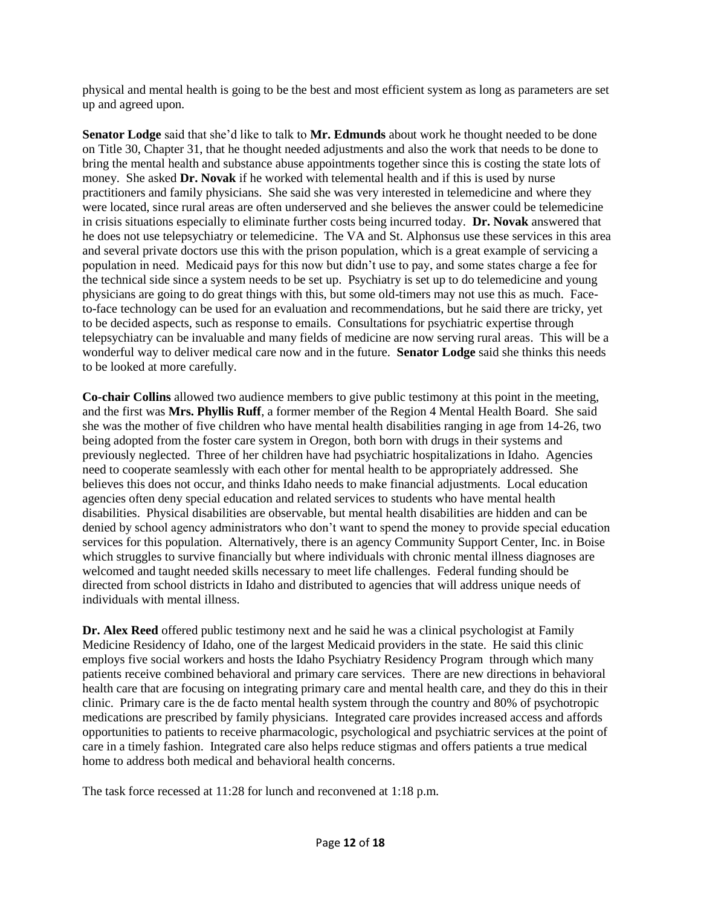physical and mental health is going to be the best and most efficient system as long as parameters are set up and agreed upon.

**Senator Lodge** said that she'd like to talk to **Mr. Edmunds** about work he thought needed to be done on Title 30, Chapter 31, that he thought needed adjustments and also the work that needs to be done to bring the mental health and substance abuse appointments together since this is costing the state lots of money. She asked **Dr. Novak** if he worked with telemental health and if this is used by nurse practitioners and family physicians. She said she was very interested in telemedicine and where they were located, since rural areas are often underserved and she believes the answer could be telemedicine in crisis situations especially to eliminate further costs being incurred today. **Dr. Novak** answered that he does not use telepsychiatry or telemedicine. The VA and St. Alphonsus use these services in this area and several private doctors use this with the prison population, which is a great example of servicing a population in need. Medicaid pays for this now but didn't use to pay, and some states charge a fee for the technical side since a system needs to be set up. Psychiatry is set up to do telemedicine and young physicians are going to do great things with this, but some old-timers may not use this as much. Face-to-face technology can be used for an evaluation and recommendations, but he said there are tricky, yet to be decided aspects, such as response to emails. Consultations for psychiatric expertise through telepsychiatry can be invaluable and many fields of medicine are now serving rural areas. This will be a wonderful way to deliver medical care now and in the future. **Senator Lodge** said she thinks this needs to be looked at more carefully.

**Co-chair Collins** allowed two audience members to give public testimony at this point in the meeting, and the first was **Mrs. Phyllis Ruff**, a former member of the Region 4 Mental Health Board. She said she was the mother of five children who have mental health disabilities ranging in age from 14-26, two being adopted from the foster care system in Oregon, both born with drugs in their systems and previously neglected. Three of her children have had psychiatric hospitalizations in Idaho. Agencies need to cooperate seamlessly with each other for mental health to be appropriately addressed. She believes this does not occur, and thinks Idaho needs to make financial adjustments. Local education agencies often deny special education and related services to students who have mental health disabilities. Physical disabilities are observable, but mental health disabilities are hidden and can be denied by school agency administrators who don't want to spend the money to provide special education services for this population. Alternatively, there is an agency Community Support Center, Inc. in Boise which struggles to survive financially but where individuals with chronic mental illness diagnoses are welcomed and taught needed skills necessary to meet life challenges. Federal funding should be directed from school districts in Idaho and distributed to agencies that will address unique needs of individuals with mental illness.

**Dr. Alex Reed** offered public testimony next and he said he was a clinical psychologist at Family Medicine Residency of Idaho, one of the largest Medicaid providers in the state. He said this clinic employs five social workers and hosts the Idaho Psychiatry Residency Program through which many patients receive combined behavioral and primary care services. There are new directions in behavioral health care that are focusing on integrating primary care and mental health care, and they do this in their clinic. Primary care is the de facto mental health system through the country and 80% of psychotropic medications are prescribed by family physicians. Integrated care provides increased access and affords opportunities to patients to receive pharmacologic, psychological and psychiatric services at the point of care in a timely fashion. Integrated care also helps reduce stigmas and offers patients a true medical home to address both medical and behavioral health concerns.

The task force recessed at 11:28 for lunch and reconvened at 1:18 p.m.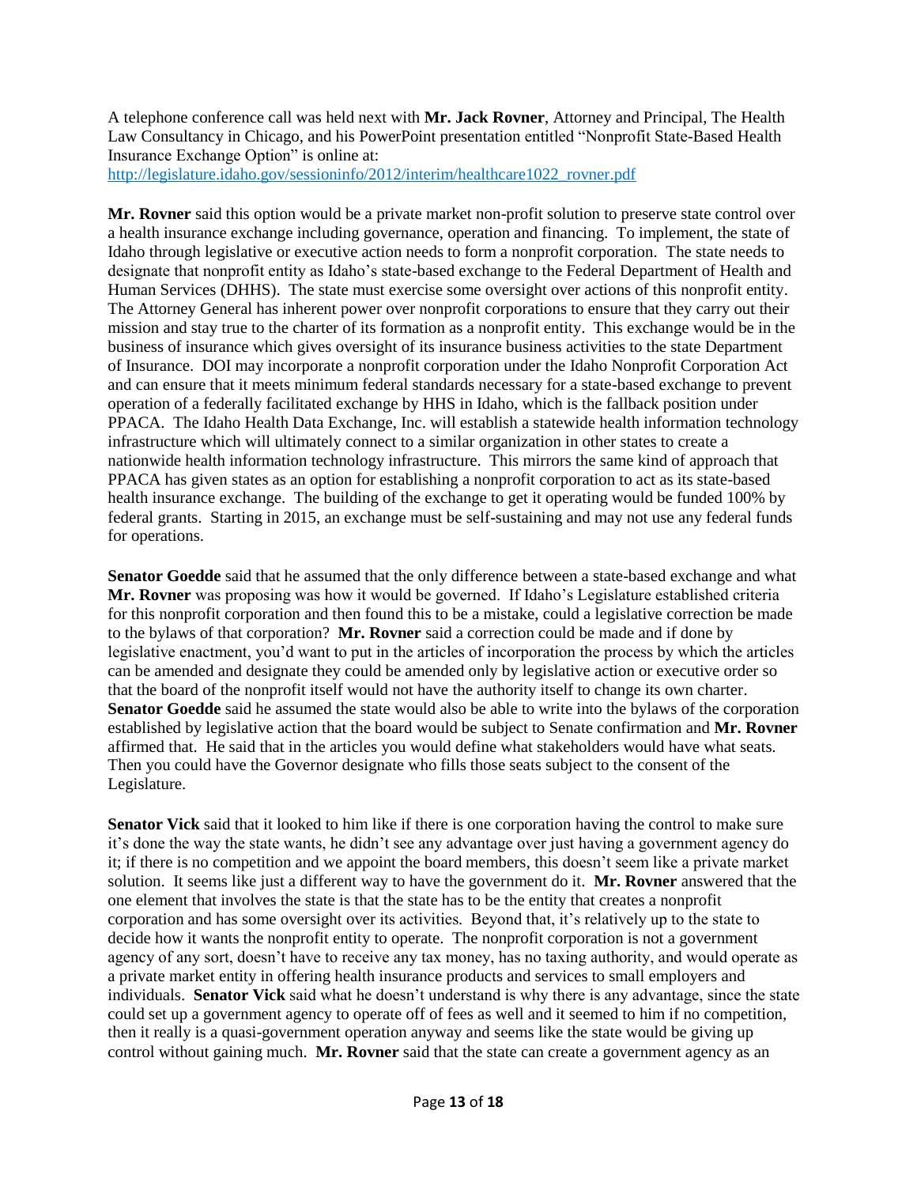A telephone conference call was held next with **Mr. Jack Rovner**, Attorney and Principal, The Health Law Consultancy in Chicago, and his PowerPoint presentation entitled "Nonprofit State-Based Health Insurance Exchange Option" is online at: [http://legislature.idaho.gov/sessioninfo/2012/interim/healthcare1022_rovner.pdf](http://legislature.idaho.gov/sessioninfo/2012/interim/healthcare1022_rovner.pdf)

**Mr. Rovner** said this option would be a private market non-profit solution to preserve state control over a health insurance exchange including governance, operation and financing. To implement, the state of Idaho through legislative or executive action needs to form a nonprofit corporation. The state needs to designate that nonprofit entity as Idaho's state-based exchange to the Federal Department of Health and Human Services (DHHS). The state must exercise some oversight over actions of this nonprofit entity. The Attorney General has inherent power over nonprofit corporations to ensure that they carry out their mission and stay true to the charter of its formation as a nonprofit entity. This exchange would be in the business of insurance which gives oversight of its insurance business activities to the state Department of Insurance. DOI may incorporate a nonprofit corporation under the Idaho Nonprofit Corporation Act and can ensure that it meets minimum federal standards necessary for a state-based exchange to prevent operation of a federally facilitated exchange by HHS in Idaho, which is the fallback position under PPACA. The Idaho Health Data Exchange, Inc. will establish a statewide health information technology infrastructure which will ultimately connect to a similar organization in other states to create a nationwide health information technology infrastructure. This mirrors the same kind of approach that PPACA has given states as an option for establishing a nonprofit corporation to act as its state-based health insurance exchange. The building of the exchange to get it operating would be funded 100% by federal grants. Starting in 2015, an exchange must be self-sustaining and may not use any federal funds for operations.

**Senator Goedde** said that he assumed that the only difference between a state-based exchange and what **Mr. Rovner** was proposing was how it would be governed. If Idaho's Legislature established criteria for this nonprofit corporation and then found this to be a mistake, could a legislative correction be made to the bylaws of that corporation? **Mr. Rovner** said a correction could be made and if done by legislative enactment, you'd want to put in the articles of incorporation the process by which the articles can be amended and designate they could be amended only by legislative action or executive order so that the board of the nonprofit itself would not have the authority itself to change its own charter. **Senator Goedde** said he assumed the state would also be able to write into the bylaws of the corporation established by legislative action that the board would be subject to Senate confirmation and **Mr. Rovner** affirmed that. He said that in the articles you would define what stakeholders would have what seats. Then you could have the Governor designate who fills those seats subject to the consent of the Legislature.

**Senator Vick** said that it looked to him like if there is one corporation having the control to make sure it's done the way the state wants, he didn't see any advantage over just having a government agency do it; if there is no competition and we appoint the board members, this doesn't seem like a private market solution. It seems like just a different way to have the government do it. **Mr. Rovner** answered that the one element that involves the state is that the state has to be the entity that creates a nonprofit corporation and has some oversight over its activities. Beyond that, it's relatively up to the state to decide how it wants the nonprofit entity to operate. The nonprofit corporation is not a government agency of any sort, doesn't have to receive any tax money, has no taxing authority, and would operate as a private market entity in offering health insurance products and services to small employers and individuals. **Senator Vick** said what he doesn't understand is why there is any advantage, since the state could set up a government agency to operate off of fees as well and it seemed to him if no competition, then it really is a quasi-government operation anyway and seems like the state would be giving up control without gaining much. **Mr. Rovner** said that the state can create a government agency as an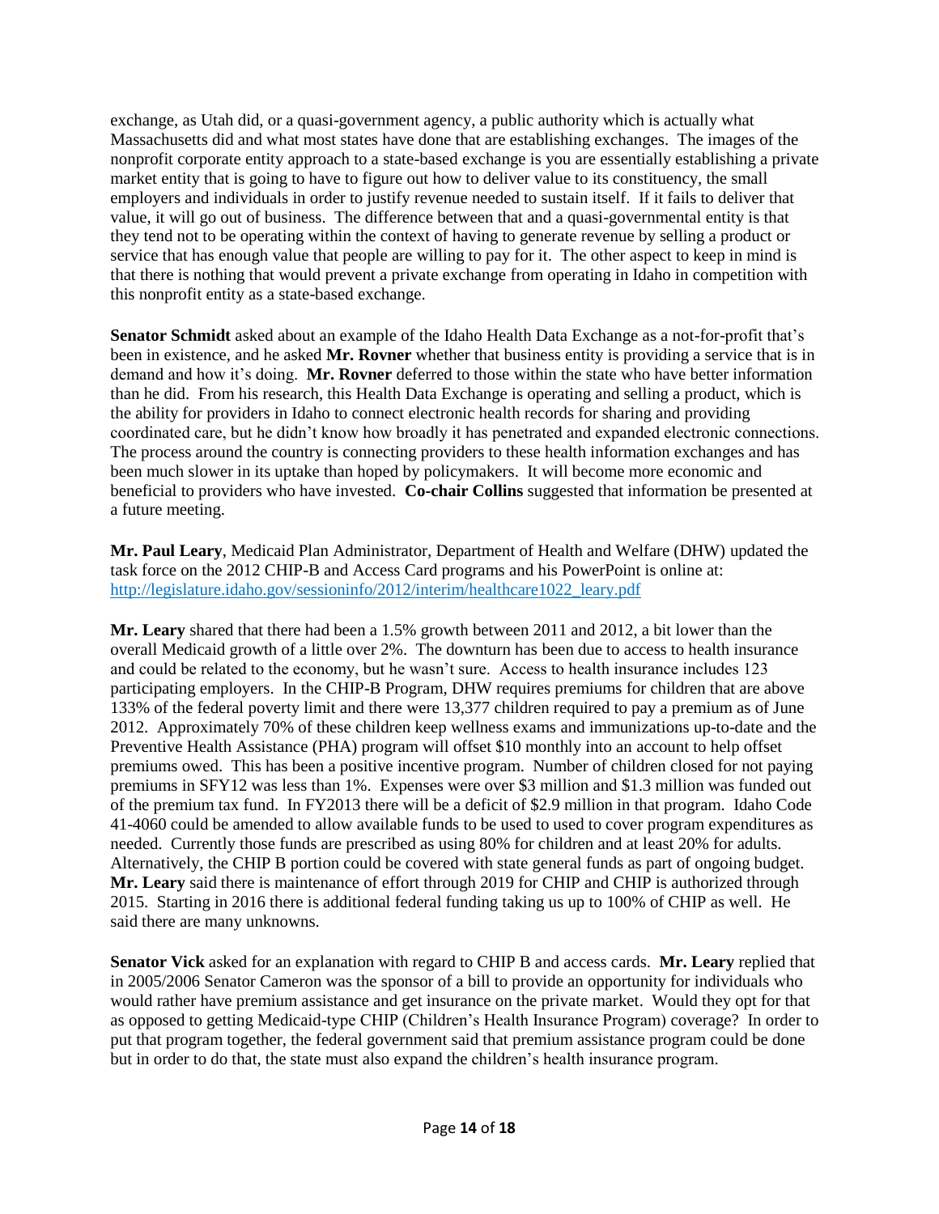exchange, as Utah did, or a quasi-government agency, a public authority which is actually what Massachusetts did and what most states have done that are establishing exchanges. The images of the nonprofit corporate entity approach to a state-based exchange is you are essentially establishing a private market entity that is going to have to figure out how to deliver value to its constituency, the small employers and individuals in order to justify revenue needed to sustain itself. If it fails to deliver that value, it will go out of business. The difference between that and a quasi-governmental entity is that they tend not to be operating within the context of having to generate revenue by selling a product or service that has enough value that people are willing to pay for it. The other aspect to keep in mind is that there is nothing that would prevent a private exchange from operating in Idaho in competition with this nonprofit entity as a state-based exchange.

**Senator Schmidt** asked about an example of the Idaho Health Data Exchange as a not-for-profit that's been in existence, and he asked **Mr. Rovner** whether that business entity is providing a service that is in demand and how it's doing. **Mr. Rovner** deferred to those within the state who have better information than he did. From his research, this Health Data Exchange is operating and selling a product, which is the ability for providers in Idaho to connect electronic health records for sharing and providing coordinated care, but he didn't know how broadly it has penetrated and expanded electronic connections. The process around the country is connecting providers to these health information exchanges and has been much slower in its uptake than hoped by policymakers. It will become more economic and beneficial to providers who have invested. **Co-chair Collins** suggested that information be presented at a future meeting.

**Mr. Paul Leary**, Medicaid Plan Administrator, Department of Health and Welfare (DHW) updated the task force on the 2012 CHIP-B and Access Card programs and his PowerPoint is online at: http://legislature.idaho.gov/sessioninfo/2012/interim/healthcare1022_leary.pdf

**Mr. Leary** shared that there had been a 1.5% growth between 2011 and 2012, a bit lower than the overall Medicaid growth of a little over 2%. The downturn has been due to access to health insurance and could be related to the economy, but he wasn't sure. Access to health insurance includes 123 participating employers. In the CHIP-B Program, DHW requires premiums for children that are above 133% of the federal poverty limit and there were 13,377 children required to pay a premium as of June 2012. Approximately 70% of these children keep wellness exams and immunizations up-to-date and the Preventive Health Assistance (PHA) program will offset $10 monthly into an account to help offset premiums owed. This has been a positive incentive program. Number of children closed for not paying premiums in SFY12 was less than 1%. Expenses were over $3 million and $1.3 million was funded out of the premium tax fund. In FY2013 there will be a deficit of $2.9 million in that program. Idaho Code 41-4060 could be amended to allow available funds to be used to used to cover program expenditures as needed. Currently those funds are prescribed as using 80% for children and at least 20% for adults. Alternatively, the CHIP B portion could be covered with state general funds as part of ongoing budget. **Mr. Leary** said there is maintenance of effort through 2019 for CHIP and CHIP is authorized through 2015. Starting in 2016 there is additional federal funding taking us up to 100% of CHIP as well. He said there are many unknowns.

**Senator Vick** asked for an explanation with regard to CHIP B and access cards. **Mr. Leary** replied that in 2005/2006 Senator Cameron was the sponsor of a bill to provide an opportunity for individuals who would rather have premium assistance and get insurance on the private market. Would they opt for that as opposed to getting Medicaid-type CHIP (Children's Health Insurance Program) coverage? In order to put that program together, the federal government said that premium assistance program could be done but in order to do that, the state must also expand the children's health insurance program.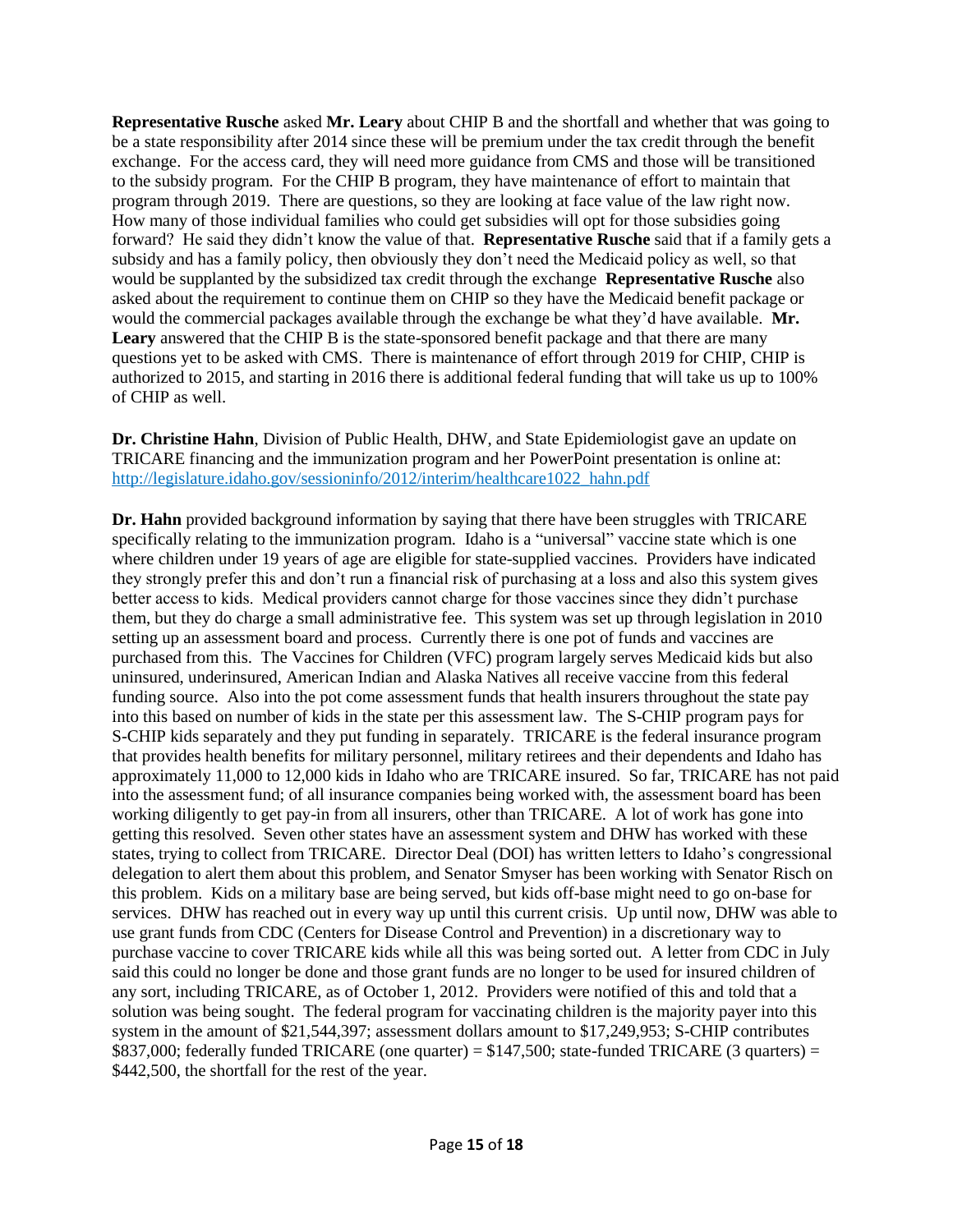**Representative Rusche** asked **Mr. Leary** about CHIP B and the shortfall and whether that was going to be a state responsibility after 2014 since these will be premium under the tax credit through the benefit exchange. For the access card, they will need more guidance from CMS and those will be transitioned to the subsidy program. For the CHIP B program, they have maintenance of effort to maintain that program through 2019. There are questions, so they are looking at face value of the law right now. How many of those individual families who could get subsidies will opt for those subsidies going forward? He said they didn't know the value of that. **Representative Rusche** said that if a family gets a subsidy and has a family policy, then obviously they don't need the Medicaid policy as well, so that would be supplanted by the subsidized tax credit through the exchange **Representative Rusche** also asked about the requirement to continue them on CHIP so they have the Medicaid benefit package or would the commercial packages available through the exchange be what they'd have available. **Mr. Leary** answered that the CHIP B is the state-sponsored benefit package and that there are many questions yet to be asked with CMS. There is maintenance of effort through 2019 for CHIP, CHIP is authorized to 2015, and starting in 2016 there is additional federal funding that will take us up to 100% of CHIP as well.

**Dr. Christine Hahn**, Division of Public Health, DHW, and State Epidemiologist gave an update on TRICARE financing and the immunization program and her PowerPoint presentation is online at: http://legislature.idaho.gov/sessioninfo/2012/interim/healthcare1022_hahn.pdf

**Dr. Hahn** provided background information by saying that there have been struggles with TRICARE specifically relating to the immunization program. Idaho is a "universal" vaccine state which is one where children under 19 years of age are eligible for state-supplied vaccines. Providers have indicated they strongly prefer this and don't run a financial risk of purchasing at a loss and also this system gives better access to kids. Medical providers cannot charge for those vaccines since they didn't purchase them, but they do charge a small administrative fee. This system was set up through legislation in 2010 setting up an assessment board and process. Currently there is one pot of funds and vaccines are purchased from this. The Vaccines for Children (VFC) program largely serves Medicaid kids but also uninsured, underinsured, American Indian and Alaska Natives all receive vaccine from this federal funding source. Also into the pot come assessment funds that health insurers throughout the state pay into this based on number of kids in the state per this assessment law. The S-CHIP program pays for S-CHIP kids separately and they put funding in separately. TRICARE is the federal insurance program that provides health benefits for military personnel, military retirees and their dependents and Idaho has approximately 11,000 to 12,000 kids in Idaho who are TRICARE insured. So far, TRICARE has not paid into the assessment fund; of all insurance companies being worked with, the assessment board has been working diligently to get pay-in from all insurers, other than TRICARE. A lot of work has gone into getting this resolved. Seven other states have an assessment system and DHW has worked with these states, trying to collect from TRICARE. Director Deal (DOI) has written letters to Idaho's congressional delegation to alert them about this problem, and Senator Smyser has been working with Senator Risch on this problem. Kids on a military base are being served, but kids off-base might need to go on-base for services. DHW has reached out in every way up until this current crisis. Up until now, DHW was able to use grant funds from CDC (Centers for Disease Control and Prevention) in a discretionary way to purchase vaccine to cover TRICARE kids while all this was being sorted out. A letter from CDC in July said this could no longer be done and those grant funds are no longer to be used for insured children of any sort, including TRICARE, as of October 1, 2012. Providers were notified of this and told that a solution was being sought. The federal program for vaccinating children is the majority payer into this system in the amount of $21,544,397; assessment dollars amount to $17,249,953; S-CHIP contributes $837,000; federally funded TRICARE (one quarter) = $147,500; state-funded TRICARE (3 quarters) = $442,500, the shortfall for the rest of the year.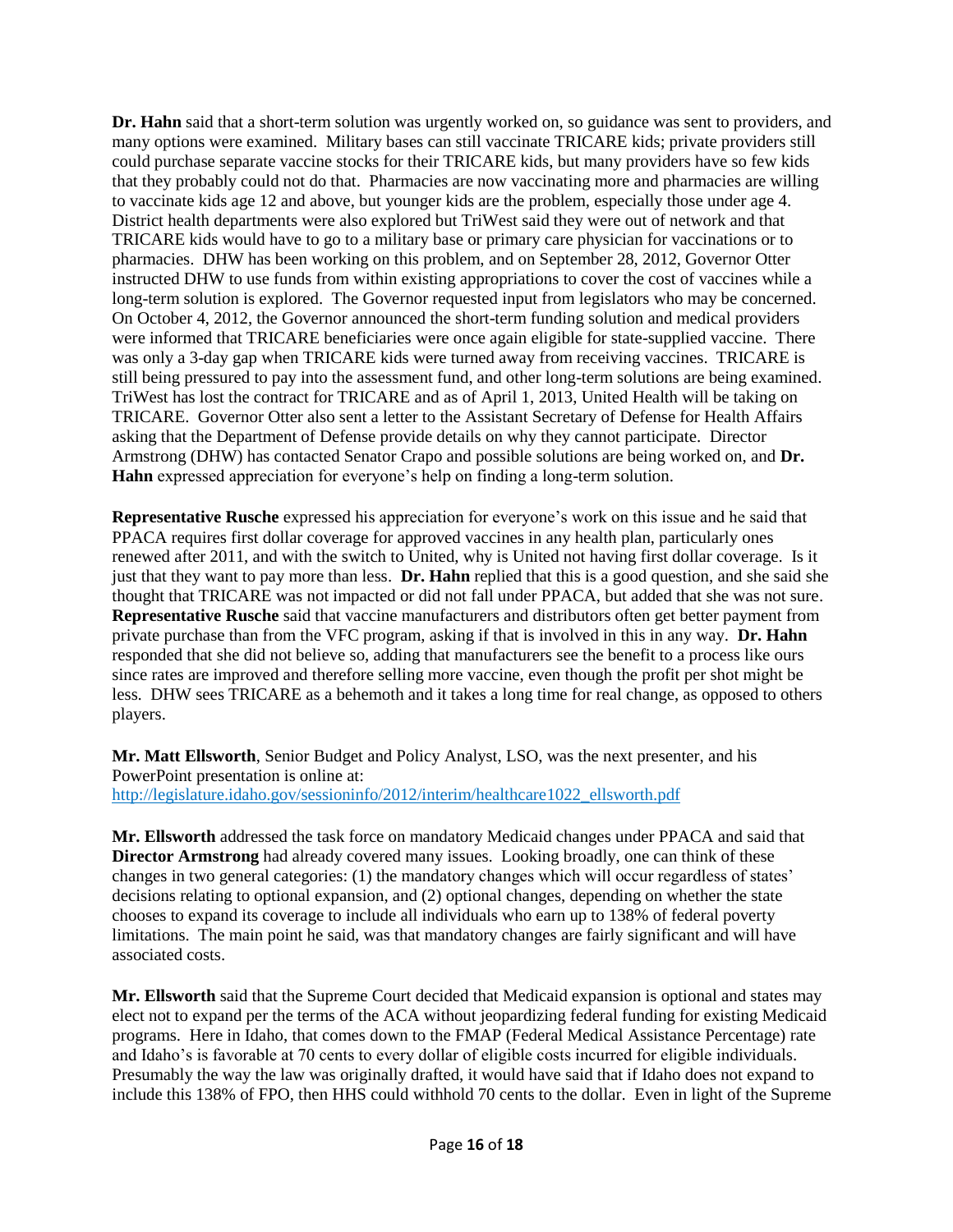**Dr. Hahn** said that a short-term solution was urgently worked on, so guidance was sent to providers, and many options were examined. Military bases can still vaccinate TRICARE kids; private providers still could purchase separate vaccine stocks for their TRICARE kids, but many providers have so few kids that they probably could not do that. Pharmacies are now vaccinating more and pharmacies are willing to vaccinate kids age 12 and above, but younger kids are the problem, especially those under age 4. District health departments were also explored but TriWest said they were out of network and that TRICARE kids would have to go to a military base or primary care physician for vaccinations or to pharmacies. DHW has been working on this problem, and on September 28, 2012, Governor Otter instructed DHW to use funds from within existing appropriations to cover the cost of vaccines while a long-term solution is explored. The Governor requested input from legislators who may be concerned. On October 4, 2012, the Governor announced the short-term funding solution and medical providers were informed that TRICARE beneficiaries were once again eligible for state-supplied vaccine. There was only a 3-day gap when TRICARE kids were turned away from receiving vaccines. TRICARE is still being pressured to pay into the assessment fund, and other long-term solutions are being examined. TriWest has lost the contract for TRICARE and as of April 1, 2013, United Health will be taking on TRICARE. Governor Otter also sent a letter to the Assistant Secretary of Defense for Health Affairs asking that the Department of Defense provide details on why they cannot participate. Director Armstrong (DHW) has contacted Senator Crapo and possible solutions are being worked on, and **Dr. Hahn** expressed appreciation for everyone's help on finding a long-term solution.

**Representative Rusche** expressed his appreciation for everyone's work on this issue and he said that PPACA requires first dollar coverage for approved vaccines in any health plan, particularly ones renewed after 2011, and with the switch to United, why is United not having first dollar coverage. Is it just that they want to pay more than less. **Dr. Hahn** replied that this is a good question, and she said she thought that TRICARE was not impacted or did not fall under PPACA, but added that she was not sure. **Representative Rusche** said that vaccine manufacturers and distributors often get better payment from private purchase than from the VFC program, asking if that is involved in this in any way. **Dr. Hahn** responded that she did not believe so, adding that manufacturers see the benefit to a process like ours since rates are improved and therefore selling more vaccine, even though the profit per shot might be less. DHW sees TRICARE as a behemoth and it takes a long time for real change, as opposed to others players.

**Mr. Matt Ellsworth**, Senior Budget and Policy Analyst, LSO, was the next presenter, and his PowerPoint presentation is online at: http://legislature.idaho.gov/sessioninfo/2012/interim/healthcare1022_ellsworth.pdf

**Mr. Ellsworth** addressed the task force on mandatory Medicaid changes under PPACA and said that **Director Armstrong** had already covered many issues. Looking broadly, one can think of these changes in two general categories: (1) the mandatory changes which will occur regardless of states' decisions relating to optional expansion, and (2) optional changes, depending on whether the state chooses to expand its coverage to include all individuals who earn up to 138% of federal poverty limitations. The main point he said, was that mandatory changes are fairly significant and will have associated costs.

**Mr. Ellsworth** said that the Supreme Court decided that Medicaid expansion is optional and states may elect not to expand per the terms of the ACA without jeopardizing federal funding for existing Medicaid programs. Here in Idaho, that comes down to the FMAP (Federal Medical Assistance Percentage) rate and Idaho's is favorable at 70 cents to every dollar of eligible costs incurred for eligible individuals. Presumably the way the law was originally drafted, it would have said that if Idaho does not expand to include this 138% of FPO, then HHS could withhold 70 cents to the dollar. Even in light of the Supreme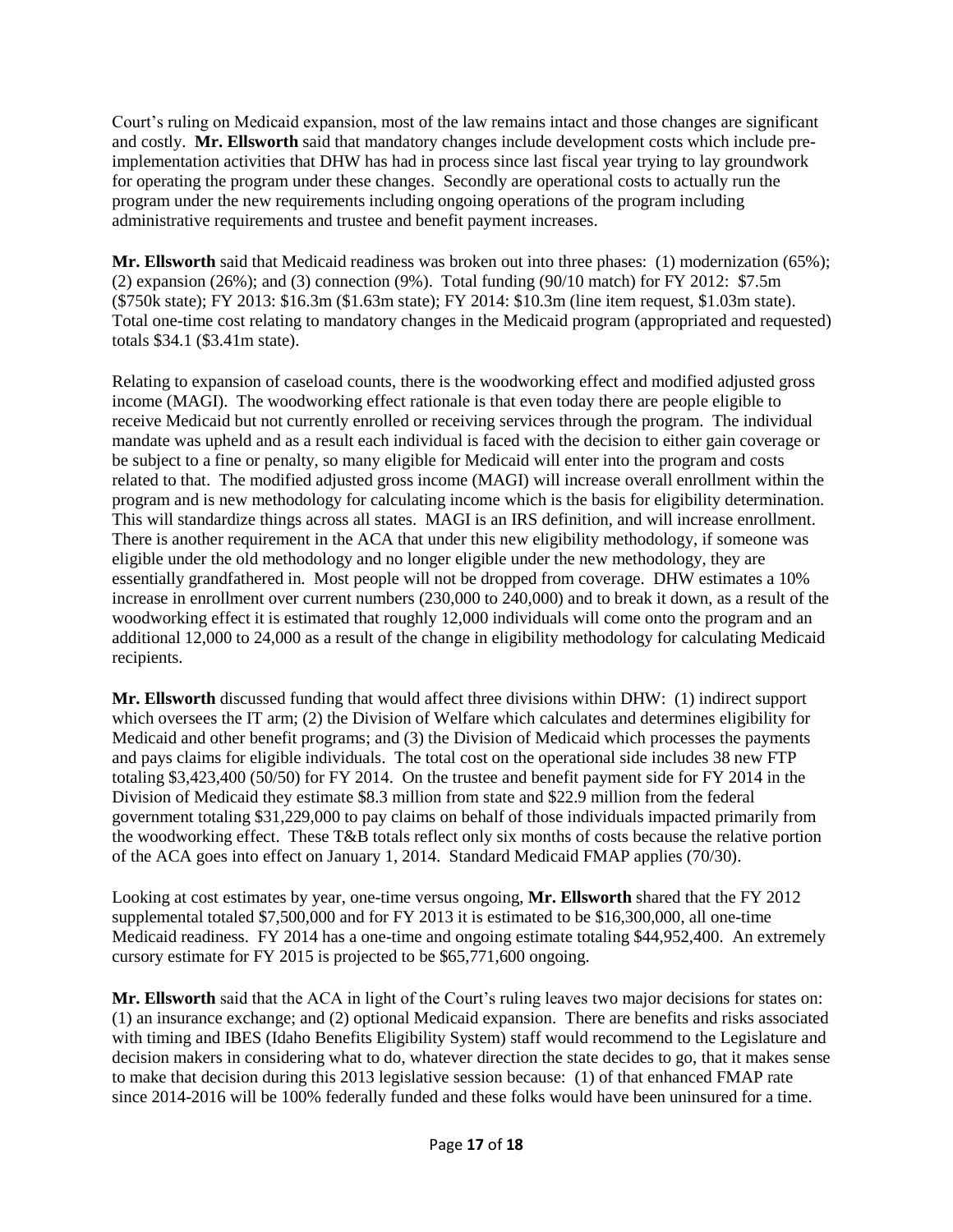Court's ruling on Medicaid expansion, most of the law remains intact and those changes are significant and costly. **Mr. Ellsworth** said that mandatory changes include development costs which include pre-implementation activities that DHW has had in process since last fiscal year trying to lay groundwork for operating the program under these changes. Secondly are operational costs to actually run the program under the new requirements including ongoing operations of the program including administrative requirements and trustee and benefit payment increases.

**Mr. Ellsworth** said that Medicaid readiness was broken out into three phases: (1) modernization (65%); (2) expansion (26%); and (3) connection (9%). Total funding (90/10 match) for FY 2012: $7.5m ($750k state); FY 2013: $16.3m ($1.63m state); FY 2014: $10.3m (line item request, $1.03m state). Total one-time cost relating to mandatory changes in the Medicaid program (appropriated and requested) totals $34.1 ($3.41m state).

Relating to expansion of caseload counts, there is the woodworking effect and modified adjusted gross income (MAGI). The woodworking effect rationale is that even today there are people eligible to receive Medicaid but not currently enrolled or receiving services through the program. The individual mandate was upheld and as a result each individual is faced with the decision to either gain coverage or be subject to a fine or penalty, so many eligible for Medicaid will enter into the program and costs related to that. The modified adjusted gross income (MAGI) will increase overall enrollment within the program and is new methodology for calculating income which is the basis for eligibility determination. This will standardize things across all states. MAGI is an IRS definition, and will increase enrollment. There is another requirement in the ACA that under this new eligibility methodology, if someone was eligible under the old methodology and no longer eligible under the new methodology, they are essentially grandfathered in. Most people will not be dropped from coverage. DHW estimates a 10% increase in enrollment over current numbers (230,000 to 240,000) and to break it down, as a result of the woodworking effect it is estimated that roughly 12,000 individuals will come onto the program and an additional 12,000 to 24,000 as a result of the change in eligibility methodology for calculating Medicaid recipients.

**Mr. Ellsworth** discussed funding that would affect three divisions within DHW: (1) indirect support which oversees the IT arm; (2) the Division of Welfare which calculates and determines eligibility for Medicaid and other benefit programs; and (3) the Division of Medicaid which processes the payments and pays claims for eligible individuals. The total cost on the operational side includes 38 new FTP totaling $3,423,400 (50/50) for FY 2014. On the trustee and benefit payment side for FY 2014 in the Division of Medicaid they estimate $8.3 million from state and $22.9 million from the federal government totaling $31,229,000 to pay claims on behalf of those individuals impacted primarily from the woodworking effect. These T&B totals reflect only six months of costs because the relative portion of the ACA goes into effect on January 1, 2014. Standard Medicaid FMAP applies (70/30).

Looking at cost estimates by year, one-time versus ongoing, **Mr. Ellsworth** shared that the FY 2012 supplemental totaled $7,500,000 and for FY 2013 it is estimated to be $16,300,000, all one-time Medicaid readiness. FY 2014 has a one-time and ongoing estimate totaling $44,952,400. An extremely cursory estimate for FY 2015 is projected to be $65,771,600 ongoing.

**Mr. Ellsworth** said that the ACA in light of the Court's ruling leaves two major decisions for states on: (1) an insurance exchange; and (2) optional Medicaid expansion. There are benefits and risks associated with timing and IBES (Idaho Benefits Eligibility System) staff would recommend to the Legislature and decision makers in considering what to do, whatever direction the state decides to go, that it makes sense to make that decision during this 2013 legislative session because: (1) of that enhanced FMAP rate since 2014-2016 will be 100% federally funded and these folks would have been uninsured for a time.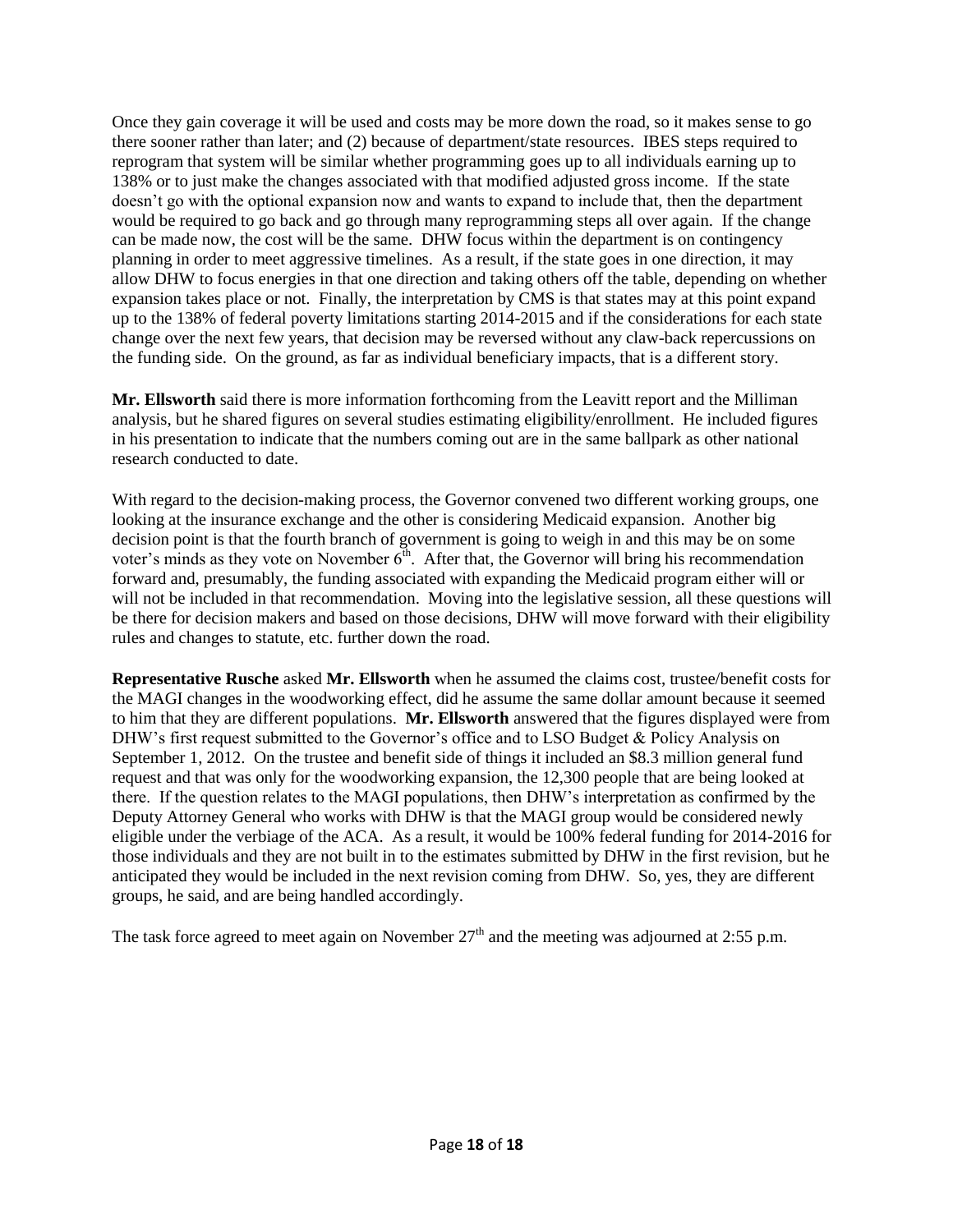Once they gain coverage it will be used and costs may be more down the road, so it makes sense to go there sooner rather than later; and (2) because of department/state resources. IBES steps required to reprogram that system will be similar whether programming goes up to all individuals earning up to 138% or to just make the changes associated with that modified adjusted gross income. If the state doesn't go with the optional expansion now and wants to expand to include that, then the department would be required to go back and go through many reprogramming steps all over again. If the change can be made now, the cost will be the same. DHW focus within the department is on contingency planning in order to meet aggressive timelines. As a result, if the state goes in one direction, it may allow DHW to focus energies in that one direction and taking others off the table, depending on whether expansion takes place or not. Finally, the interpretation by CMS is that states may at this point expand up to the 138% of federal poverty limitations starting 2014-2015 and if the considerations for each state change over the next few years, that decision may be reversed without any claw-back repercussions on the funding side. On the ground, as far as individual beneficiary impacts, that is a different story.

**Mr. Ellsworth** said there is more information forthcoming from the Leavitt report and the Milliman analysis, but he shared figures on several studies estimating eligibility/enrollment. He included figures in his presentation to indicate that the numbers coming out are in the same ballpark as other national research conducted to date.

With regard to the decision-making process, the Governor convened two different working groups, one looking at the insurance exchange and the other is considering Medicaid expansion. Another big decision point is that the fourth branch of government is going to weigh in and this may be on some voter's minds as they vote on November 6th. After that, the Governor will bring his recommendation forward and, presumably, the funding associated with expanding the Medicaid program either will or will not be included in that recommendation. Moving into the legislative session, all these questions will be there for decision makers and based on those decisions, DHW will move forward with their eligibility rules and changes to statute, etc. further down the road.

**Representative Rusche** asked **Mr. Ellsworth** when he assumed the claims cost, trustee/benefit costs for the MAGI changes in the woodworking effect, did he assume the same dollar amount because it seemed to him that they are different populations. **Mr. Ellsworth** answered that the figures displayed were from DHW's first request submitted to the Governor's office and to LSO Budget & Policy Analysis on September 1, 2012. On the trustee and benefit side of things it included an $8.3 million general fund request and that was only for the woodworking expansion, the 12,300 people that are being looked at there. If the question relates to the MAGI populations, then DHW's interpretation as confirmed by the Deputy Attorney General who works with DHW is that the MAGI group would be considered newly eligible under the verbiage of the ACA. As a result, it would be 100% federal funding for 2014-2016 for those individuals and they are not built in to the estimates submitted by DHW in the first revision, but he anticipated they would be included in the next revision coming from DHW. So, yes, they are different groups, he said, and are being handled accordingly.

The task force agreed to meet again on November 27th and the meeting was adjourned at 2:55 p.m.